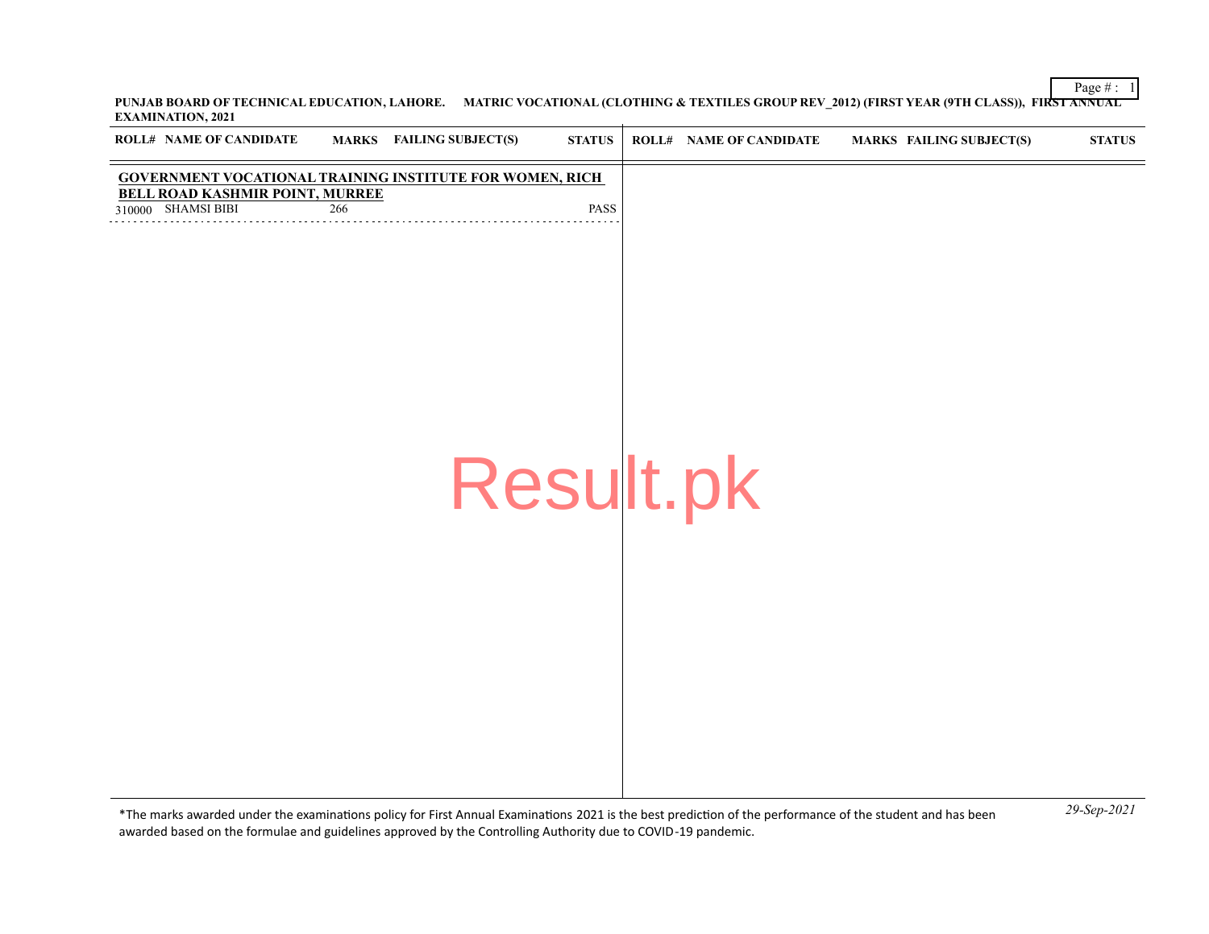**PUNJAB BOARD OF TECHNICAL EDUCATION, LAHORE. MATRIC VOCATIONAL (CLOTHING & TEXTILES GROUP REV_2012) (FIRST YEAR (9TH CLASS)), FIRST ANNUAL EXAMINATION, 2021**

| ROLL# | NAME OF CANDIDATE | MARKS | FAILING SUBJECT(S) | STATUS |
|---|---|---|---|---|
| **GOVERNMENT VOCATIONAL TRAINING INSTITUTE FOR WOMEN, RICH BELL ROAD KASHMIR POINT, MURREE** | | | | |
| 310000 | SHAMSI BIBI | 266 | | PASS |

Result.pk

*The marks awarded under the examinations policy for First Annual Examinations 2021 is the best prediction of the performance of the student and has been awarded based on the formulae and guidelines approved by the Controlling Authority due to COVID-19 pandemic.

*29-Sep-2021*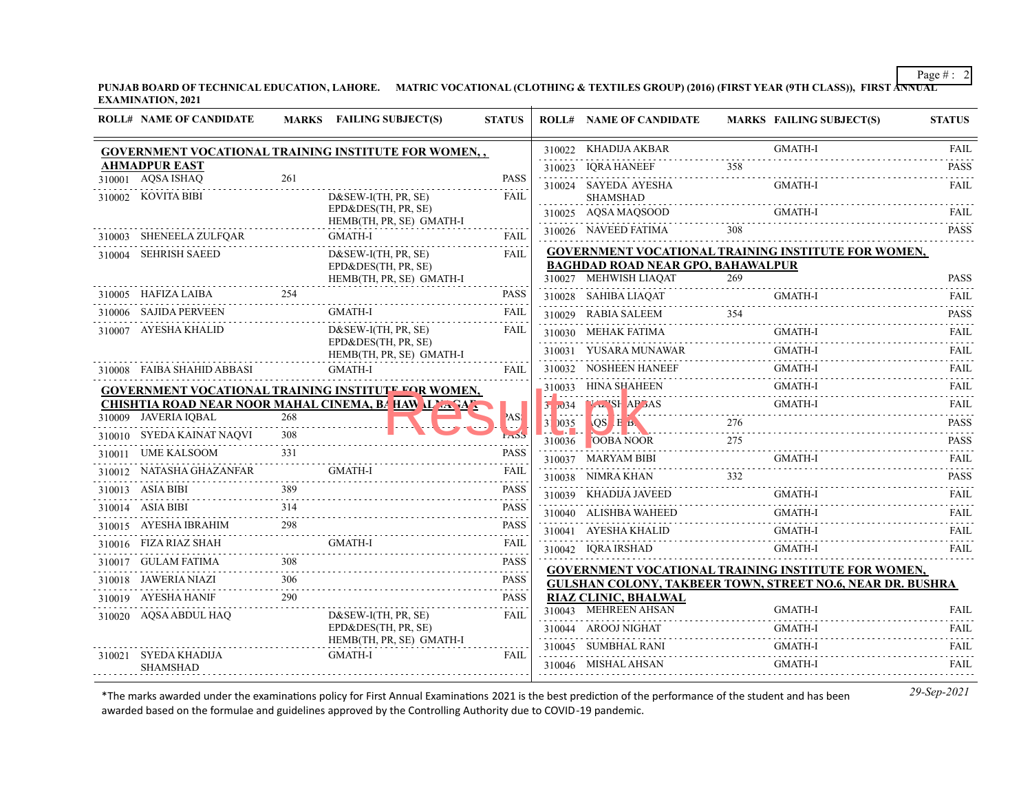PUNJAB BOARD OF TECHNICAL EDUCATION, LAHORE. MATRIC VOCATIONAL (CLOTHING & TEXTILES GROUP) (2016) (FIRST YEAR (9TH CLASS)), FIRST ANNUAL EXAMINATION, 2021

**GOVERNMENT VOCATIONAL TRAINING INSTITUTE FOR WOMEN, , AHMADPUR EAST**

| ROLL# | NAME OF CANDIDATE | MARKS | FAILING SUBJECT(S) | STATUS |
|---|---|---|---|---|
| 310001 | AQSA ISHAQ | 261 | | PASS |
| 310002 | KOVITA BIBI | | D&SEW-I(TH, PR, SE) EPD&DES(TH, PR, SE) HEMB(TH, PR, SE) GMATH-I | FAIL |
| 310003 | SHENEELA ZULFQAR | | GMATH-I | FAIL |
| 310004 | SEHRISH SAEED | | D&SEW-I(TH, PR, SE) EPD&DES(TH, PR, SE) HEMB(TH, PR, SE) GMATH-I | FAIL |
| 310005 | HAFIZA LAIBA | 254 | | PASS |
| 310006 | SAJIDA PERVEEN | | GMATH-I | FAIL |
| 310007 | AYESHA KHALID | | D&SEW-I(TH, PR, SE) EPD&DES(TH, PR, SE) HEMB(TH, PR, SE) GMATH-I | FAIL |
| 310008 | FAIBA SHAHID ABBASI | | GMATH-I | FAIL |

**GOVERNMENT VOCATIONAL TRAINING INSTITUTE FOR WOMEN, CHISHTIA ROAD NEAR NOOR MAHAL CINEMA, BAHAWALNAGAR**

| ROLL# | NAME OF CANDIDATE | MARKS | FAILING SUBJECT(S) | STATUS |
|---|---|---|---|---|
| 310009 | JAVERIA IQBAL | 268 | | PASS |
| 310010 | SYEDA KAINAT NAQVI | 308 | | PASS |
| 310011 | UME KALSOOM | 331 | | PASS |
| 310012 | NATASHA GHAZANFAR | | GMATH-I | FAIL |
| 310013 | ASIA BIBI | 389 | | PASS |
| 310014 | ASIA BIBI | 314 | | PASS |
| 310015 | AYESHA IBRAHIM | 298 | | PASS |
| 310016 | FIZA RIAZ SHAH | | GMATH-I | FAIL |
| 310017 | GULAM FATIMA | 308 | | PASS |
| 310018 | JAWERIA NIAZI | 306 | | PASS |
| 310019 | AYESHA HANIF | 290 | | PASS |
| 310020 | AQSA ABDUL HAQ | | D&SEW-I(TH, PR, SE) EPD&DES(TH, PR, SE) HEMB(TH, PR, SE) GMATH-I | FAIL |
| 310021 | SYEDA KHADIJA SHAMSHAD | | GMATH-I | FAIL |
| 310022 | KHADIJA AKBAR | | GMATH-I | FAIL |
| 310023 | IQRA HANEEF | 358 | | PASS |
| 310024 | SAYEDA AYESHA SHAMSHAD | | GMATH-I | FAIL |
| 310025 | AQSA MAQSOOD | | GMATH-I | FAIL |
| 310026 | NAVEED FATIMA | 308 | | PASS |

**GOVERNMENT VOCATIONAL TRAINING INSTITUTE FOR WOMEN, BAGHDAD ROAD NEAR GPO, BAHAWALPUR**

| ROLL# | NAME OF CANDIDATE | MARKS | FAILING SUBJECT(S) | STATUS |
|---|---|---|---|---|
| 310027 | MEHWISH LIAQAT | 269 | | PASS |
| 310028 | SAHIBA LIAQAT | | GMATH-I | FAIL |
| 310029 | RABIA SALEEM | 354 | | PASS |
| 310030 | MEHAK FATIMA | | GMATH-I | FAIL |
| 310031 | YUSARA MUNAWAR | | GMATH-I | FAIL |
| 310032 | NOSHEEN HANEEF | | GMATH-I | FAIL |
| 310033 | HINA SHAHEEN | | GMATH-I | FAIL |
| 310034 | NAFISH ABBAS | | GMATH-I | FAIL |
| 310035 | AQSA BIBI | 276 | | PASS |
| 310036 | TOOBA NOOR | 275 | | PASS |
| 310037 | MARYAM BIBI | | GMATH-I | FAIL |
| 310038 | NIMRA KHAN | 332 | | PASS |
| 310039 | KHADIJA JAVEED | | GMATH-I | FAIL |
| 310040 | ALISHBA WAHEED | | GMATH-I | FAIL |
| 310041 | AYESHA KHALID | | GMATH-I | FAIL |
| 310042 | IQRA IRSHAD | | GMATH-I | FAIL |

**GOVERNMENT VOCATIONAL TRAINING INSTITUTE FOR WOMEN, GULSHAN COLONY, TAKBEER TOWN, STREET NO.6, NEAR DR. BUSHRA RIAZ CLINIC, BHALWAL**

| ROLL# | NAME OF CANDIDATE | MARKS | FAILING SUBJECT(S) | STATUS |
|---|---|---|---|---|
| 310043 | MEHREEN AHSAN | | GMATH-I | FAIL |
| 310044 | AROOJ NIGHAT | | GMATH-I | FAIL |
| 310045 | SUMBHAL RANI | | GMATH-I | FAIL |
| 310046 | MISHAL AHSAN | | GMATH-I | FAIL |

*The marks awarded under the examinations policy for First Annual Examinations 2021 is the best prediction of the performance of the student and has been awarded based on the formulae and guidelines approved by the Controlling Authority due to COVID-19 pandemic.

29-Sep-2021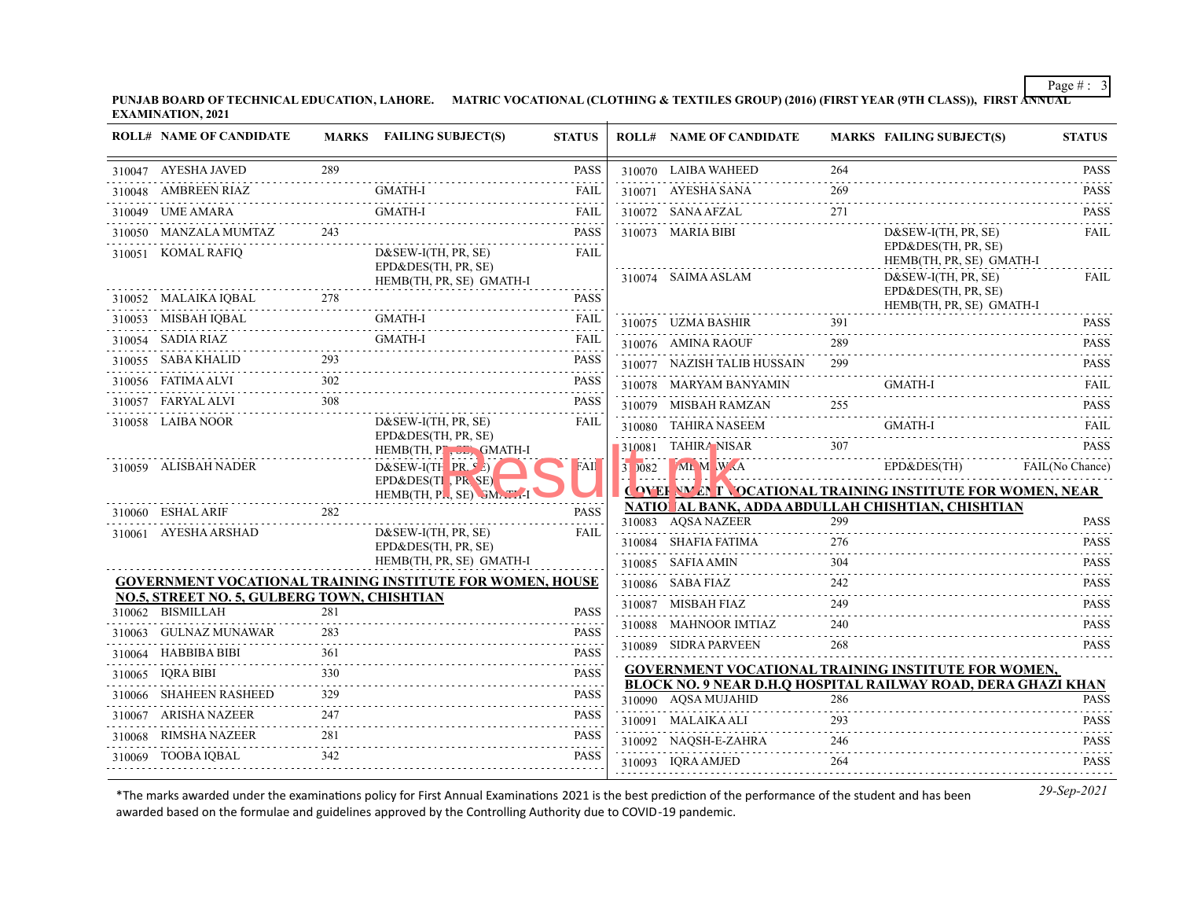**PUNJAB BOARD OF TECHNICAL EDUCATION, LAHORE. MATRIC VOCATIONAL (CLOTHING & TEXTILES GROUP) (2016) (FIRST YEAR (9TH CLASS)), FIRST ANNUAL EXAMINATION, 2021**

| ROLL# | NAME OF CANDIDATE | MARKS | FAILING SUBJECT(S) | STATUS |
|---|---|---|---|---|
| 310047 | AYESHA JAVED | 289 | | PASS |
| 310048 | AMBREEN RIAZ | | GMATH-I | FAIL |
| 310049 | UME AMARA | | GMATH-I | FAIL |
| 310050 | MANZALA MUMTAZ | 243 | | PASS |
| 310051 | KOMAL RAFIQ | | D&SEW-I(TH, PR, SE) EPD&DES(TH, PR, SE) HEMB(TH, PR, SE) GMATH-I | FAIL |
| 310052 | MALAIKA IQBAL | 278 | | PASS |
| 310053 | MISBAH IQBAL | | GMATH-I | FAIL |
| 310054 | SADIA RIAZ | | GMATH-I | FAIL |
| 310055 | SABA KHALID | 293 | | PASS |
| 310056 | FATIMA ALVI | 302 | | PASS |
| 310057 | FARYAL ALVI | 308 | | PASS |
| 310058 | LAIBA NOOR | | D&SEW-I(TH, PR, SE) EPD&DES(TH, PR, SE) HEMB(TH, PR, SE) GMATH-I | FAIL |
| 310059 | ALISBAH NADER | | D&SEW-I(TH, PR, SE) EPD&DES(TH, PR, SE) HEMB(TH, PR, SE) GMATH-I | FAIL |
| 310060 | ESHAL ARIF | 282 | | PASS |
| 310061 | AYESHA ARSHAD | | D&SEW-I(TH, PR, SE) EPD&DES(TH, PR, SE) HEMB(TH, PR, SE) GMATH-I | FAIL |

**GOVERNMENT VOCATIONAL TRAINING INSTITUTE FOR WOMEN, HOUSE NO.5, STREET NO. 5, GULBERG TOWN, CHISHTIAN**

| ROLL# | NAME OF CANDIDATE | MARKS | FAILING SUBJECT(S) | STATUS |
|---|---|---|---|---|
| 310062 | BISMILLAH | 281 | | PASS |
| 310063 | GULNAZ MUNAWAR | 283 | | PASS |
| 310064 | HABBIBA BIBI | 361 | | PASS |
| 310065 | IQRA BIBI | 330 | | PASS |
| 310066 | SHAHEEN RASHEED | 329 | | PASS |
| 310067 | ARISHA NAZEER | 247 | | PASS |
| 310068 | RIMSHA NAZEER | 281 | | PASS |
| 310069 | TOOBA IQBAL | 342 | | PASS |
| 310070 | LAIBA WAHEED | 264 | | PASS |
| 310071 | AYESHA SANA | 269 | | PASS |
| 310072 | SANA AFZAL | 271 | | PASS |
| 310073 | MARIA BIBI | | D&SEW-I(TH, PR, SE) EPD&DES(TH, PR, SE) HEMB(TH, PR, SE) GMATH-I | FAIL |
| 310074 | SAIMA ASLAM | | D&SEW-I(TH, PR, SE) EPD&DES(TH, PR, SE) HEMB(TH, PR, SE) GMATH-I | FAIL |
| 310075 | UZMA BASHIR | 391 | | PASS |
| 310076 | AMINA RAOUF | 289 | | PASS |
| 310077 | NAZISH TALIB HUSSAIN | 299 | | PASS |
| 310078 | MARYAM BANYAMIN | | GMATH-I | FAIL |
| 310079 | MISBAH RAMZAN | 255 | | PASS |
| 310080 | TAHIRA NASEEM | | GMATH-I | FAIL |
| 310081 | TAHIRA NISAR | 307 | | PASS |
| 310082 | MEMUNA | | EPD&DES(TH) | FAIL(No Chance) |

**GOVERNMENT VOCATIONAL TRAINING INSTITUTE FOR WOMEN, NEAR NATIONAL BANK, ADDA ABDULLAH CHISHTIAN, CHISHTIAN**

| ROLL# | NAME OF CANDIDATE | MARKS | FAILING SUBJECT(S) | STATUS |
|---|---|---|---|---|
| 310083 | AQSA NAZEER | 299 | | PASS |
| 310084 | SHAFIA FATIMA | 276 | | PASS |
| 310085 | SAFIA AMIN | 304 | | PASS |
| 310086 | SABA FIAZ | 242 | | PASS |
| 310087 | MISBAH FIAZ | 249 | | PASS |
| 310088 | MAHNOOR IMTIAZ | 240 | | PASS |
| 310089 | SIDRA PARVEEN | 268 | | PASS |

**GOVERNMENT VOCATIONAL TRAINING INSTITUTE FOR WOMEN, BLOCK NO. 9 NEAR D.H.Q HOSPITAL RAILWAY ROAD, DERA GHAZI KHAN**

| ROLL# | NAME OF CANDIDATE | MARKS | FAILING SUBJECT(S) | STATUS |
|---|---|---|---|---|
| 310090 | AQSA MUJAHID | 286 | | PASS |
| 310091 | MALAIKA ALI | 293 | | PASS |
| 310092 | NAQSH-E-ZAHRA | 246 | | PASS |
| 310093 | IQRA AMJED | 264 | | PASS |

*The marks awarded under the examinations policy for First Annual Examinations 2021 is the best prediction of the performance of the student and has been awarded based on the formulae and guidelines approved by the Controlling Authority due to COVID-19 pandemic.

29-Sep-2021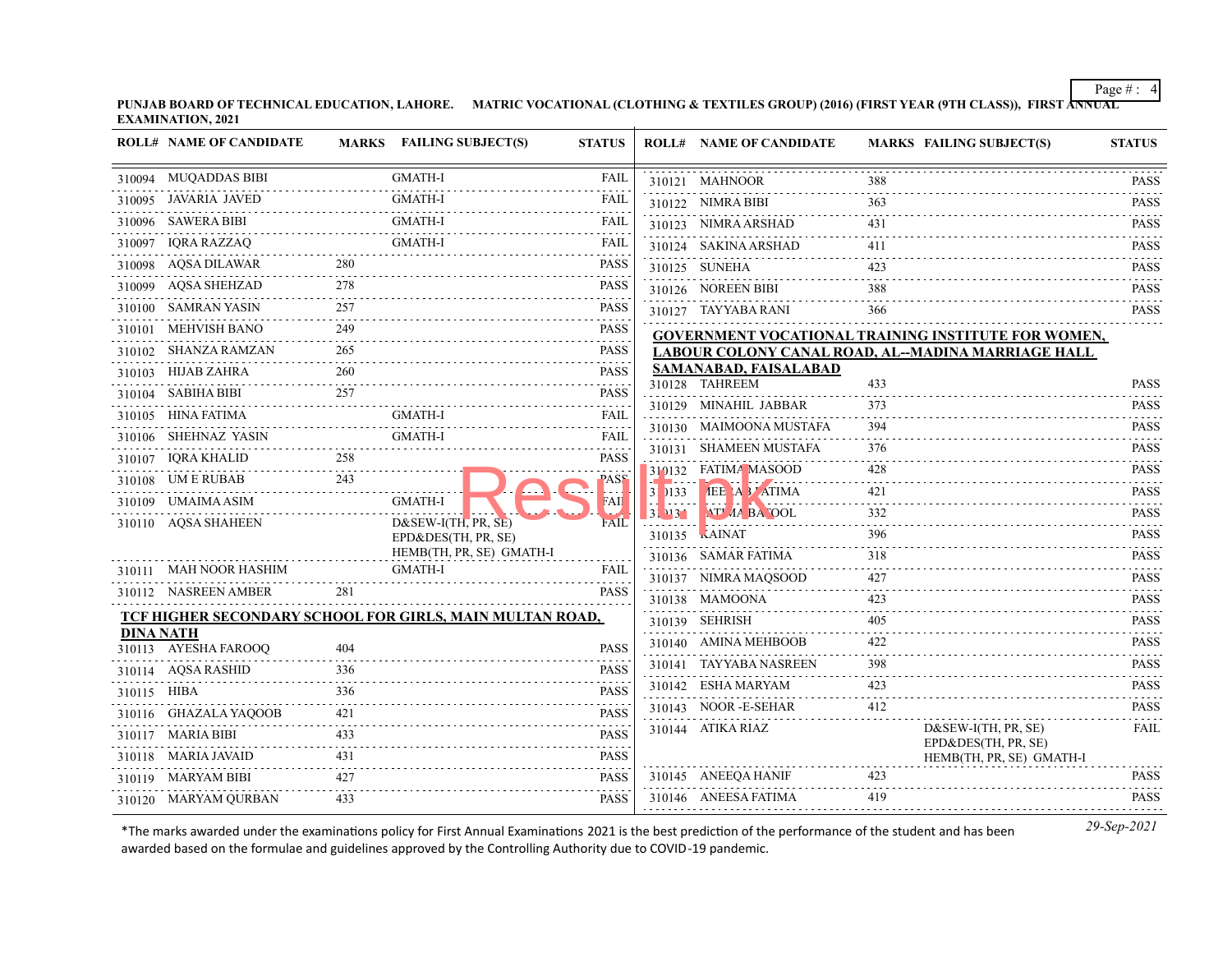PUNJAB BOARD OF TECHNICAL EDUCATION, LAHORE. MATRIC VOCATIONAL (CLOTHING & TEXTILES GROUP) (2016) (FIRST YEAR (9TH CLASS)), FIRST ANNUAL EXAMINATION, 2021

| ROLL# | NAME OF CANDIDATE | MARKS | FAILING SUBJECT(S) | STATUS |
|---|---|---|---|---|
| 310094 | MUQADDAS BIBI | | GMATH-I | FAIL |
| 310095 | JAVARIA JAVED | | GMATH-I | FAIL |
| 310096 | SAWERA BIBI | | GMATH-I | FAIL |
| 310097 | IQRA RAZZAQ | | GMATH-I | FAIL |
| 310098 | AQSA DILAWAR | 280 | | PASS |
| 310099 | AQSA SHEHZAD | 278 | | PASS |
| 310100 | SAMRAN YASIN | 257 | | PASS |
| 310101 | MEHVISH BANO | 249 | | PASS |
| 310102 | SHANZA RAMZAN | 265 | | PASS |
| 310103 | HIJAB ZAHRA | 260 | | PASS |
| 310104 | SABIHA BIBI | 257 | | PASS |
| 310105 | HINA FATIMA | | GMATH-I | FAIL |
| 310106 | SHEHNAZ YASIN | | GMATH-I | FAIL |
| 310107 | IQRA KHALID | 258 | | PASS |
| 310108 | UM E RUBAB | 243 | | PASS |
| 310109 | UMAIMA ASIM | | GMATH-I | FAIL |
| 310110 | AQSA SHAHEEN | | D&SEW-I(TH, PR, SE) EPD&DES(TH, PR, SE) HEMB(TH, PR, SE) GMATH-I | FAIL |
| 310111 | MAH NOOR HASHIM | | GMATH-I | FAIL |
| 310112 | NASREEN AMBER | 281 | | PASS |

**TCF HIGHER SECONDARY SCHOOL FOR GIRLS, MAIN MULTAN ROAD, DINA NATH**

| ROLL# | NAME OF CANDIDATE | MARKS | FAILING SUBJECT(S) | STATUS |
|---|---|---|---|---|
| 310113 | AYESHA FAROOQ | 404 | | PASS |
| 310114 | AQSA RASHID | 336 | | PASS |
| 310115 | HIBA | 336 | | PASS |
| 310116 | GHAZALA YAQOOB | 421 | | PASS |
| 310117 | MARIA BIBI | 433 | | PASS |
| 310118 | MARIA JAVAID | 431 | | PASS |
| 310119 | MARYAM BIBI | 427 | | PASS |
| 310120 | MARYAM QURBAN | 433 | | PASS |
| 310121 | MAHNOOR | 388 | | PASS |
| 310122 | NIMRA BIBI | 363 | | PASS |
| 310123 | NIMRA ARSHAD | 431 | | PASS |
| 310124 | SAKINA ARSHAD | 411 | | PASS |
| 310125 | SUNEHA | 423 | | PASS |
| 310126 | NOREEN BIBI | 388 | | PASS |
| 310127 | TAYYABA RANI | 366 | | PASS |

**GOVERNMENT VOCATIONAL TRAINING INSTITUTE FOR WOMEN, LABOUR COLONY CANAL ROAD, AL--MADINA MARRIAGE HALL SAMANABAD, FAISALABAD**

| ROLL# | NAME OF CANDIDATE | MARKS | FAILING SUBJECT(S) | STATUS |
|---|---|---|---|---|
| 310128 | TAHREEM | 433 | | PASS |
| 310129 | MINAHIL JABBAR | 373 | | PASS |
| 310130 | MAIMOONA MUSTAFA | 394 | | PASS |
| 310131 | SHAMEEN MUSTAFA | 376 | | PASS |
| 310132 | FATIMA MASOOD | 428 | | PASS |
| 310133 | MEERAB FATIMA | 421 | | PASS |
| 310134 | FATIMA BATOOL | 332 | | PASS |
| 310135 | KAINAT | 396 | | PASS |
| 310136 | SAMAR FATIMA | 318 | | PASS |
| 310137 | NIMRA MAQSOOD | 427 | | PASS |
| 310138 | MAMOONA | 423 | | PASS |
| 310139 | SEHRISH | 405 | | PASS |
| 310140 | AMINA MEHBOOB | 422 | | PASS |
| 310141 | TAYYABA NASREEN | 398 | | PASS |
| 310142 | ESHA MARYAM | 423 | | PASS |
| 310143 | NOOR -E-SEHAR | 412 | | PASS |
| 310144 | ATIKA RIAZ | | D&SEW-I(TH, PR, SE) EPD&DES(TH, PR, SE) HEMB(TH, PR, SE) GMATH-I | FAIL |
| 310145 | ANEEQA HANIF | 423 | | PASS |
| 310146 | ANEESA FATIMA | 419 | | PASS |

*The marks awarded under the examinations policy for First Annual Examinations 2021 is the best prediction of the performance of the student and has been awarded based on the formulae and guidelines approved by the Controlling Authority due to COVID-19 pandemic.

29-Sep-2021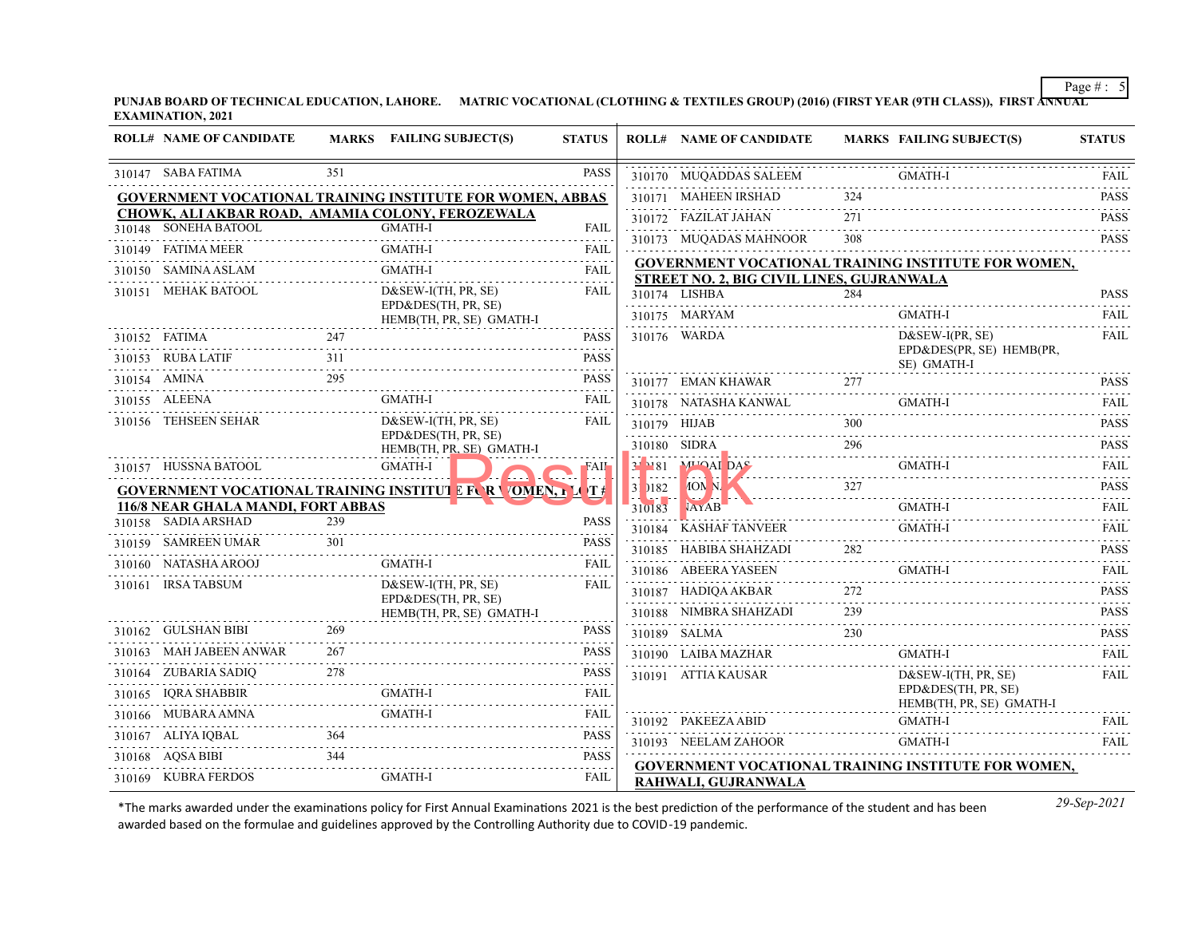PUNJAB BOARD OF TECHNICAL EDUCATION, LAHORE. MATRIC VOCATIONAL (CLOTHING & TEXTILES GROUP) (2016) (FIRST YEAR (9TH CLASS)), FIRST ANNUAL EXAMINATION, 2021

| ROLL# | NAME OF CANDIDATE | MARKS | FAILING SUBJECT(S) | STATUS |
|---|---|---|---|---|
| 310147 | SABA FATIMA | 351 | | PASS |

**GOVERNMENT VOCATIONAL TRAINING INSTITUTE FOR WOMEN, ABBAS CHOWK, ALI AKBAR ROAD, AMAMIA COLONY, FEROZEWALA**

| ROLL# | NAME OF CANDIDATE | MARKS | FAILING SUBJECT(S) | STATUS |
|---|---|---|---|---|
| 310148 | SONEHA BATOOL | | GMATH-I | FAIL |
| 310149 | FATIMA MEER | | GMATH-I | FAIL |
| 310150 | SAMINA ASLAM | | GMATH-I | FAIL |
| 310151 | MEHAK BATOOL | | D&SEW-I(TH, PR, SE) EPD&DES(TH, PR, SE) HEMB(TH, PR, SE) GMATH-I | FAIL |
| 310152 | FATIMA | 247 | | PASS |
| 310153 | RUBA LATIF | 311 | | PASS |
| 310154 | AMINA | 295 | | PASS |
| 310155 | ALEENA | | GMATH-I | FAIL |
| 310156 | TEHSEEN SEHAR | | D&SEW-I(TH, PR, SE) EPD&DES(TH, PR, SE) HEMB(TH, PR, SE) GMATH-I | FAIL |
| 310157 | HUSSNA BATOOL | | GMATH-I | FAIL |

**GOVERNMENT VOCATIONAL TRAINING INSTITUTE FOR WOMEN, PLOT # 116/8 NEAR GHALA MANDI, FORT ABBAS**

| ROLL# | NAME OF CANDIDATE | MARKS | FAILING SUBJECT(S) | STATUS |
|---|---|---|---|---|
| 310158 | SADIA ARSHAD | 239 | | PASS |
| 310159 | SAMREEN UMAR | 301 | | PASS |
| 310160 | NATASHA AROOJ | | GMATH-I | FAIL |
| 310161 | IRSA TABSUM | | D&SEW-I(TH, PR, SE) EPD&DES(TH, PR, SE) HEMB(TH, PR, SE) GMATH-I | FAIL |
| 310162 | GULSHAN BIBI | 269 | | PASS |
| 310163 | MAH JABEEN ANWAR | 267 | | PASS |
| 310164 | ZUBARIA SADIQ | 278 | | PASS |
| 310165 | IQRA SHABBIR | | GMATH-I | FAIL |
| 310166 | MUBARA AMNA | | GMATH-I | FAIL |
| 310167 | ALIYA IQBAL | 364 | | PASS |
| 310168 | AQSA BIBI | 344 | | PASS |
| 310169 | KUBRA FERDOS | | GMATH-I | FAIL |
| 310170 | MUQADDAS SALEEM | | GMATH-I | FAIL |
| 310171 | MAHEEN IRSHAD | 324 | | PASS |
| 310172 | FAZILAT JAHAN | 271 | | PASS |
| 310173 | MUQADAS MAHNOOR | 308 | | PASS |

**GOVERNMENT VOCATIONAL TRAINING INSTITUTE FOR WOMEN, STREET NO. 2, BIG CIVIL LINES, GUJRANWALA**

| ROLL# | NAME OF CANDIDATE | MARKS | FAILING SUBJECT(S) | STATUS |
|---|---|---|---|---|
| 310174 | LISHBA | 284 | | PASS |
| 310175 | MARYAM | | GMATH-I | FAIL |
| 310176 | WARDA | | D&SEW-I(PR, SE) EPD&DES(PR, SE) HEMB(PR, SE) GMATH-I | FAIL |
| 310177 | EMAN KHAWAR | 277 | | PASS |
| 310178 | NATASHA KANWAL | | GMATH-I | FAIL |
| 310179 | HIJAB | 300 | | PASS |
| 310180 | SIDRA | 296 | | PASS |
| 310181 | MUQADDAS | | GMATH-I | FAIL |
| 310182 | MONA | 327 | | PASS |
| 310183 | NAYAB | | GMATH-I | FAIL |
| 310184 | KASHAF TANVEER | | GMATH-I | FAIL |
| 310185 | HABIBA SHAHZADI | 282 | | PASS |
| 310186 | ABEERA YASEEN | | GMATH-I | FAIL |
| 310187 | HADIQA AKBAR | 272 | | PASS |
| 310188 | NIMBRA SHAHZADI | 239 | | PASS |
| 310189 | SALMA | 230 | | PASS |
| 310190 | LAIBA MAZHAR | | GMATH-I | FAIL |
| 310191 | ATTIA KAUSAR | | D&SEW-I(TH, PR, SE) EPD&DES(TH, PR, SE) HEMB(TH, PR, SE) GMATH-I | FAIL |
| 310192 | PAKEEZA ABID | | GMATH-I | FAIL |
| 310193 | NEELAM ZAHOOR | | GMATH-I | FAIL |

**GOVERNMENT VOCATIONAL TRAINING INSTITUTE FOR WOMEN, RAHWALI, GUJRANWALA**

*The marks awarded under the examinations policy for First Annual Examinations 2021 is the best prediction of the performance of the student and has been awarded based on the formulae and guidelines approved by the Controlling Authority due to COVID-19 pandemic.

*29-Sep-2021*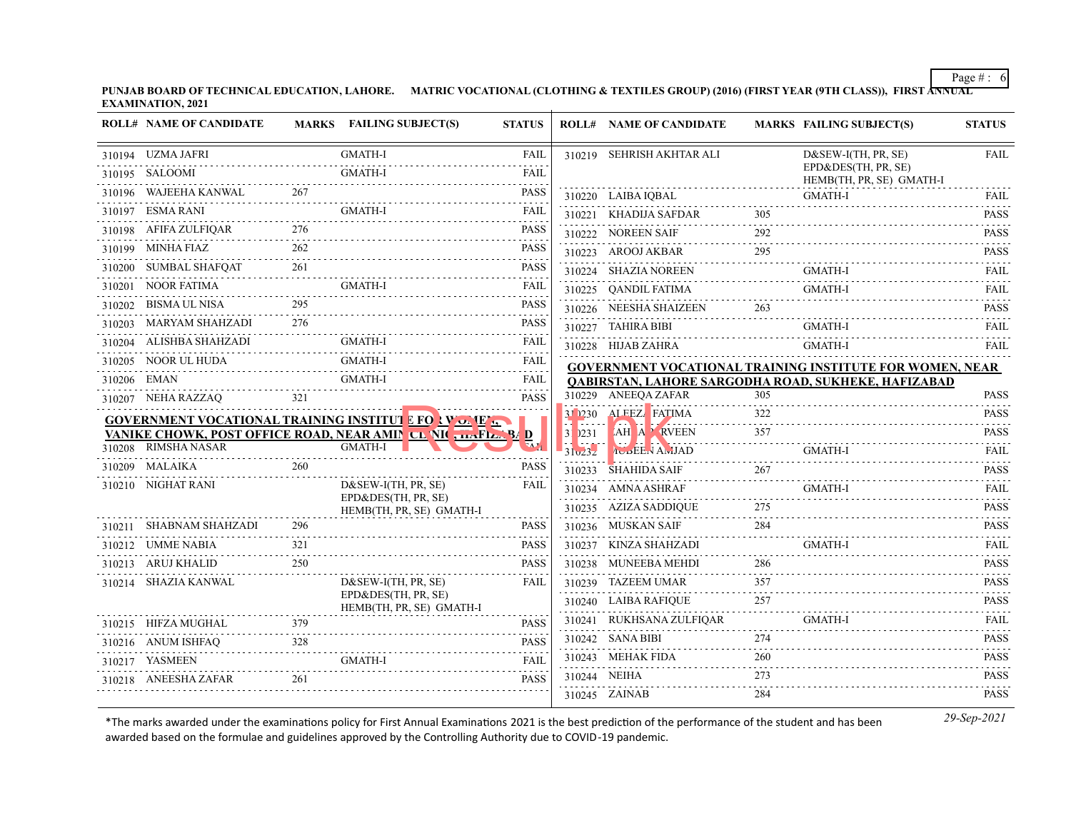PUNJAB BOARD OF TECHNICAL EDUCATION, LAHORE. MATRIC VOCATIONAL (CLOTHING & TEXTILES GROUP) (2016) (FIRST YEAR (9TH CLASS)), FIRST ANNUAL EXAMINATION, 2021

| ROLL# | NAME OF CANDIDATE | MARKS | FAILING SUBJECT(S) | STATUS |
|---|---|---|---|---|
| 310194 | UZMA JAFRI | | GMATH-I | FAIL |
| 310195 | SALOOMI | | GMATH-I | FAIL |
| 310196 | WAJEEHA KANWAL | 267 | | PASS |
| 310197 | ESMA RANI | | GMATH-I | FAIL |
| 310198 | AFIFA ZULFIQAR | 276 | | PASS |
| 310199 | MINHA FIAZ | 262 | | PASS |
| 310200 | SUMBAL SHAFQAT | 261 | | PASS |
| 310201 | NOOR FATIMA | | GMATH-I | FAIL |
| 310202 | BISMA UL NISA | 295 | | PASS |
| 310203 | MARYAM SHAHZADI | 276 | | PASS |
| 310204 | ALISHBA SHAHZADI | | GMATH-I | FAIL |
| 310205 | NOOR UL HUDA | | GMATH-I | FAIL |
| 310206 | EMAN | | GMATH-I | FAIL |
| 310207 | NEHA RAZZAQ | 321 | | PASS |

**GOVERNMENT VOCATIONAL TRAINING INSTITUTE FOR WOMEN, VANIKE CHOWK, POST OFFICE ROAD, NEAR AMIN CLINIC, HAFIZABAD**

| ROLL# | NAME OF CANDIDATE | MARKS | FAILING SUBJECT(S) | STATUS |
|---|---|---|---|---|
| 310208 | RIMSHA NASAR | | GMATH-I | FAIL |
| 310209 | MALAIKA | 260 | | PASS |
| 310210 | NIGHAT RANI | | D&SEW-I(TH, PR, SE) EPD&DES(TH, PR, SE) HEMB(TH, PR, SE) GMATH-I | FAIL |
| 310211 | SHABNAM SHAHZADI | 296 | | PASS |
| 310212 | UMME NABIA | 321 | | PASS |
| 310213 | ARUJ KHALID | 250 | | PASS |
| 310214 | SHAZIA KANWAL | | D&SEW-I(TH, PR, SE) EPD&DES(TH, PR, SE) HEMB(TH, PR, SE) GMATH-I | FAIL |
| 310215 | HIFZA MUGHAL | 379 | | PASS |
| 310216 | ANUM ISHFAQ | 328 | | PASS |
| 310217 | YASMEEN | | GMATH-I | FAIL |
| 310218 | ANEESHA ZAFAR | 261 | | PASS |
| 310219 | SEHRISH AKHTAR ALI | | D&SEW-I(TH, PR, SE) EPD&DES(TH, PR, SE) HEMB(TH, PR, SE) GMATH-I | FAIL |
| 310220 | LAIBA IQBAL | | GMATH-I | FAIL |
| 310221 | KHADIJA SAFDAR | 305 | | PASS |
| 310222 | NOREEN SAIF | 292 | | PASS |
| 310223 | AROOJ AKBAR | 295 | | PASS |
| 310224 | SHAZIA NOREEN | | GMATH-I | FAIL |
| 310225 | QANDIL FATIMA | | GMATH-I | FAIL |
| 310226 | NEESHA SHAIZEEN | 263 | | PASS |
| 310227 | TAHIRA BIBI | | GMATH-I | FAIL |
| 310228 | HIJAB ZAHRA | | GMATH-I | FAIL |

**GOVERNMENT VOCATIONAL TRAINING INSTITUTE FOR WOMEN, NEAR QABIRSTAN, LAHORE SARGODHA ROAD, SUKHEKE, HAFIZABAD**

| ROLL# | NAME OF CANDIDATE | MARKS | FAILING SUBJECT(S) | STATUS |
|---|---|---|---|---|
| 310229 | ANEEQA ZAFAR | 305 | | PASS |
| 310230 | ALEEZA FATIMA | 322 | | PASS |
| 310231 | SHAHNAZ PARVEEN | 357 | | PASS |
| 310232 | MUBEEN AMJAD | | GMATH-I | FAIL |
| 310233 | SHAHIDA SAIF | 267 | | PASS |
| 310234 | AMNA ASHRAF | | GMATH-I | FAIL |
| 310235 | AZIZA SADDIQUE | 275 | | PASS |
| 310236 | MUSKAN SAIF | 284 | | PASS |
| 310237 | KINZA SHAHZADI | | GMATH-I | FAIL |
| 310238 | MUNEEBA MEHDI | 286 | | PASS |
| 310239 | TAZEEM UMAR | 357 | | PASS |
| 310240 | LAIBA RAFIQUE | 257 | | PASS |
| 310241 | RUKHSANA ZULFIQAR | | GMATH-I | FAIL |
| 310242 | SANA BIBI | 274 | | PASS |
| 310243 | MEHAK FIDA | 260 | | PASS |
| 310244 | NEIHA | 273 | | PASS |
| 310245 | ZAINAB | 284 | | PASS |

*The marks awarded under the examinations policy for First Annual Examinations 2021 is the best prediction of the performance of the student and has been awarded based on the formulae and guidelines approved by the Controlling Authority due to COVID-19 pandemic.

*29-Sep-2021*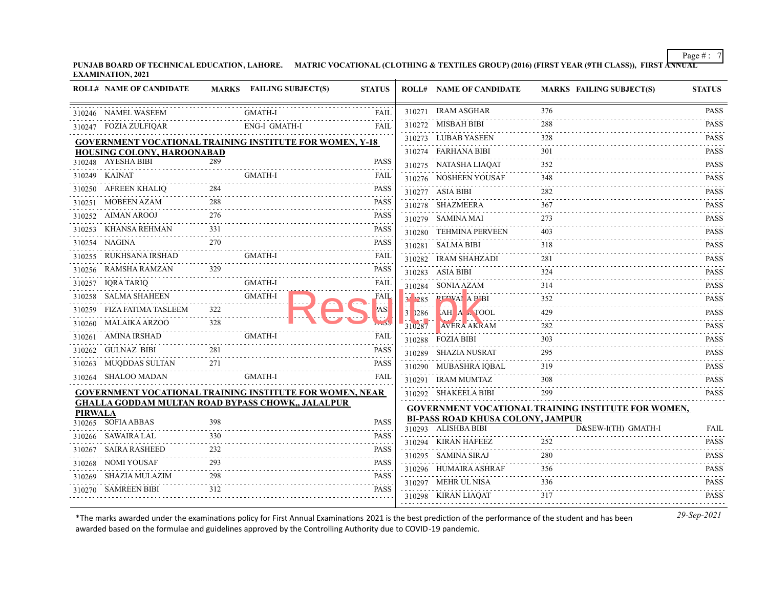**PUNJAB BOARD OF TECHNICAL EDUCATION, LAHORE. MATRIC VOCATIONAL (CLOTHING & TEXTILES GROUP) (2016) (FIRST YEAR (9TH CLASS)), FIRST ANNUAL EXAMINATION, 2021**

| ROLL# | NAME OF CANDIDATE | MARKS | FAILING SUBJECT(S) | STATUS |
|---|---|---|---|---|
| 310246 | NAMEL WASEEM | | GMATH-I | FAIL |
| 310247 | FOZIA ZULFIQAR | | ENG-I GMATH-I | FAIL |

**GOVERNMENT VOCATIONAL TRAINING INSTITUTE FOR WOMEN, Y-18 HOUSING COLONY, HAROONABAD**

| ROLL# | NAME OF CANDIDATE | MARKS | FAILING SUBJECT(S) | STATUS |
|---|---|---|---|---|
| 310248 | AYESHA BIBI | 289 | | PASS |
| 310249 | KAINAT | | GMATH-I | FAIL |
| 310250 | AFREEN KHALIQ | 284 | | PASS |
| 310251 | MOBEEN AZAM | 288 | | PASS |
| 310252 | AIMAN AROOJ | 276 | | PASS |
| 310253 | KHANSA REHMAN | 331 | | PASS |
| 310254 | NAGINA | 270 | | PASS |
| 310255 | RUKHSANA IRSHAD | | GMATH-I | FAIL |
| 310256 | RAMSHA RAMZAN | 329 | | PASS |
| 310257 | IQRA TARIQ | | GMATH-I | FAIL |
| 310258 | SALMA SHAHEEN | | GMATH-I | FAIL |
| 310259 | FIZA FATIMA TASLEEM | 322 | | PASS |
| 310260 | MALAIKA ARZOO | 328 | | PASS |
| 310261 | AMINA IRSHAD | | GMATH-I | FAIL |
| 310262 | GULNAZ BIBI | 281 | | PASS |
| 310263 | MUQDDAS SULTAN | 271 | | PASS |
| 310264 | SHALOO MADAN | | GMATH-I | FAIL |

**GOVERNMENT VOCATIONAL TRAINING INSTITUTE FOR WOMEN, NEAR GHALLA GODDAM MULTAN ROAD BYPASS CHOWK,, JALALPUR PIRWALA**

| ROLL# | NAME OF CANDIDATE | MARKS | FAILING SUBJECT(S) | STATUS |
|---|---|---|---|---|
| 310265 | SOFIA ABBAS | 398 | | PASS |
| 310266 | SAWAIRA LAL | 330 | | PASS |
| 310267 | SAIRA RASHEED | 232 | | PASS |
| 310268 | NOMI YOUSAF | 293 | | PASS |
| 310269 | SHAZIA MULAZIM | 298 | | PASS |
| 310270 | SAMREEN BIBI | 312 | | PASS |
| 310271 | IRAM ASGHAR | 376 | | PASS |
| 310272 | MISBAH BIBI | 288 | | PASS |
| 310273 | LUBAB YASEEN | 328 | | PASS |
| 310274 | FARHANA BIBI | 301 | | PASS |
| 310275 | NATASHA LIAQAT | 352 | | PASS |
| 310276 | NOSHEEN YOUSAF | 348 | | PASS |
| 310277 | ASIA BIBI | 282 | | PASS |
| 310278 | SHAZMEERA | 367 | | PASS |
| 310279 | SAMINA MAI | 273 | | PASS |
| 310280 | TEHMINA PERVEEN | 403 | | PASS |
| 310281 | SALMA BIBI | 318 | | PASS |
| 310282 | IRAM SHAHZADI | 281 | | PASS |
| 310283 | ASIA BIBI | 324 | | PASS |
| 310284 | SONIA AZAM | 314 | | PASS |
| 310285 | RIZWANA BIBI | 352 | | PASS |
| 310286 | ZAHRA BATOOL | 429 | | PASS |
| 310287 | JAVERA AKRAM | 282 | | PASS |
| 310288 | FOZIA BIBI | 303 | | PASS |
| 310289 | SHAZIA NUSRAT | 295 | | PASS |
| 310290 | MUBASHRA IQBAL | 319 | | PASS |
| 310291 | IRAM MUMTAZ | 308 | | PASS |
| 310292 | SHAKEELA BIBI | 299 | | PASS |

**GOVERNMENT VOCATIONAL TRAINING INSTITUTE FOR WOMEN, BI-PASS ROAD KHUSA COLONY, JAMPUR**

| ROLL# | NAME OF CANDIDATE | MARKS | FAILING SUBJECT(S) | STATUS |
|---|---|---|---|---|
| 310293 | ALISHBA BIBI | | D&SEW-I(TH) GMATH-I | FAIL |
| 310294 | KIRAN HAFEEZ | 252 | | PASS |
| 310295 | SAMINA SIRAJ | 280 | | PASS |
| 310296 | HUMAIRA ASHRAF | 356 | | PASS |
| 310297 | MEHR UL NISA | 336 | | PASS |
| 310298 | KIRAN LIAQAT | 317 | | PASS |

*The marks awarded under the examinations policy for First Annual Examinations 2021 is the best prediction of the performance of the student and has been awarded based on the formulae and guidelines approved by the Controlling Authority due to COVID-19 pandemic.

*29-Sep-2021*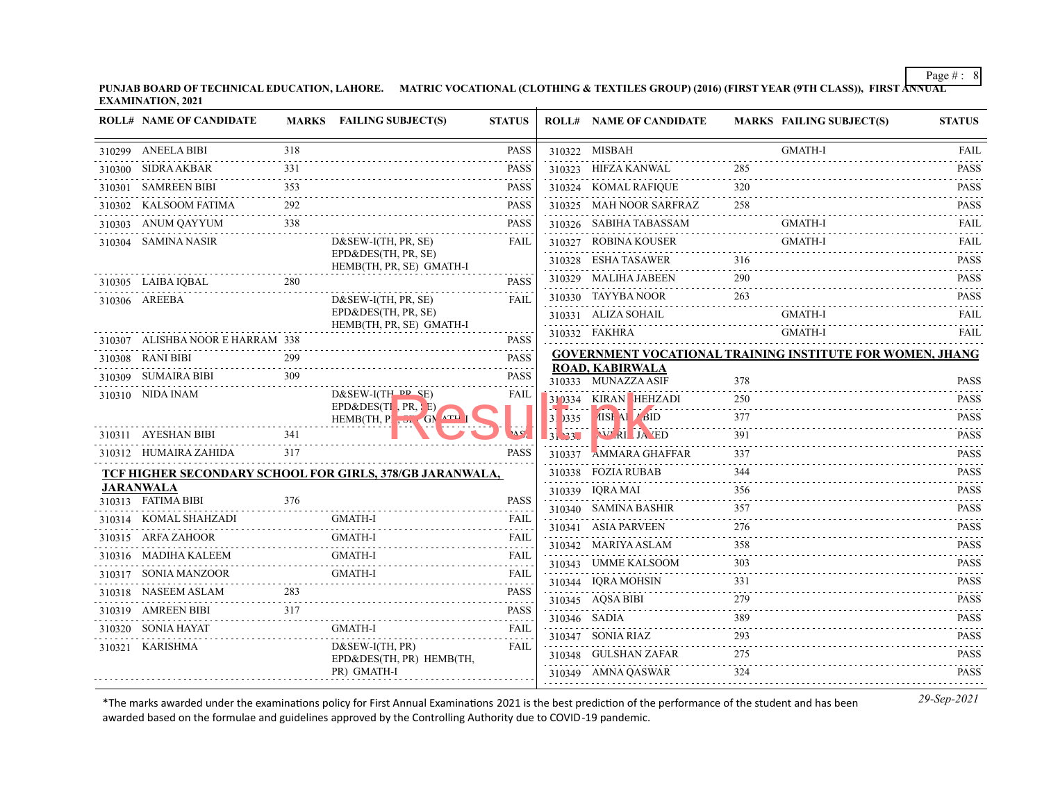**PUNJAB BOARD OF TECHNICAL EDUCATION, LAHORE. MATRIC VOCATIONAL (CLOTHING & TEXTILES GROUP) (2016) (FIRST YEAR (9TH CLASS)), FIRST ANNUAL EXAMINATION, 2021**

| ROLL# | NAME OF CANDIDATE | MARKS | FAILING SUBJECT(S) | STATUS |
|---|---|---|---|---|
| 310299 | ANEELA BIBI | 318 | | PASS |
| 310300 | SIDRA AKBAR | 331 | | PASS |
| 310301 | SAMREEN BIBI | 353 | | PASS |
| 310302 | KALSOOM FATIMA | 292 | | PASS |
| 310303 | ANUM QAYYUM | 338 | | PASS |
| 310304 | SAMINA NASIR | | D&SEW-I(TH, PR, SE) EPD&DES(TH, PR, SE) HEMB(TH, PR, SE) GMATH-I | FAIL |
| 310305 | LAIBA IQBAL | 280 | | PASS |
| 310306 | AREEBA | | D&SEW-I(TH, PR, SE) EPD&DES(TH, PR, SE) HEMB(TH, PR, SE) GMATH-I | FAIL |
| 310307 | ALISHBA NOOR E HARRAM | 338 | | PASS |
| 310308 | RANI BIBI | 299 | | PASS |
| 310309 | SUMAIRA BIBI | 309 | | PASS |
| 310310 | NIDA INAM | | D&SEW-I(TH, PR, SE) EPD&DES(TH, PR, SE) HEMB(TH, PR, SE) GMATH-I | FAIL |
| 310311 | AYESHAN BIBI | 341 | | PASS |
| 310312 | HUMAIRA ZAHIDA | 317 | | PASS |

**TCF HIGHER SECONDARY SCHOOL FOR GIRLS, 378/GB JARANWALA, JARANWALA**

| ROLL# | NAME OF CANDIDATE | MARKS | FAILING SUBJECT(S) | STATUS |
|---|---|---|---|---|
| 310313 | FATIMA BIBI | 376 | | PASS |
| 310314 | KOMAL SHAHZADI | | GMATH-I | FAIL |
| 310315 | ARFA ZAHOOR | | GMATH-I | FAIL |
| 310316 | MADIHA KALEEM | | GMATH-I | FAIL |
| 310317 | SONIA MANZOOR | | GMATH-I | FAIL |
| 310318 | NASEEM ASLAM | 283 | | PASS |
| 310319 | AMREEN BIBI | 317 | | PASS |
| 310320 | SONIA HAYAT | | GMATH-I | FAIL |
| 310321 | KARISHMA | | D&SEW-I(TH, PR) EPD&DES(TH, PR) HEMB(TH, PR) GMATH-I | FAIL |
| 310322 | MISBAH | | GMATH-I | FAIL |
| 310323 | HIFZA KANWAL | 285 | | PASS |
| 310324 | KOMAL RAFIQUE | 320 | | PASS |
| 310325 | MAH NOOR SARFRAZ | 258 | | PASS |
| 310326 | SABIHA TABASSAM | | GMATH-I | FAIL |
| 310327 | ROBINA KOUSER | | GMATH-I | FAIL |
| 310328 | ESHA TASAWER | 316 | | PASS |
| 310329 | MALIHA JABEEN | 290 | | PASS |
| 310330 | TAYYBA NOOR | 263 | | PASS |
| 310331 | ALIZA SOHAIL | | GMATH-I | FAIL |
| 310332 | FAKHRA | | GMATH-I | FAIL |

**GOVERNMENT VOCATIONAL TRAINING INSTITUTE FOR WOMEN, JHANG ROAD, KABIRWALA**

| ROLL# | NAME OF CANDIDATE | MARKS | FAILING SUBJECT(S) | STATUS |
|---|---|---|---|---|
| 310333 | MUNAZZA ASIF | 378 | | PASS |
| 310334 | KIRAN SHEHZADI | 250 | | PASS |
| 310335 | MISHAL ABID | 377 | | PASS |
| 310336 | MARIA JAVED | 391 | | PASS |
| 310337 | AMMARA GHAFFAR | 337 | | PASS |
| 310338 | FOZIA RUBAB | 344 | | PASS |
| 310339 | IQRA MAI | 356 | | PASS |
| 310340 | SAMINA BASHIR | 357 | | PASS |
| 310341 | ASIA PARVEEN | 276 | | PASS |
| 310342 | MARIYA ASLAM | 358 | | PASS |
| 310343 | UMME KALSOOM | 303 | | PASS |
| 310344 | IQRA MOHSIN | 331 | | PASS |
| 310345 | AQSA BIBI | 279 | | PASS |
| 310346 | SADIA | 389 | | PASS |
| 310347 | SONIA RIAZ | 293 | | PASS |
| 310348 | GULSHAN ZAFAR | 275 | | PASS |
| 310349 | AMNA QASWAR | 324 | | PASS |

*The marks awarded under the examinations policy for First Annual Examinations 2021 is the best prediction of the performance of the student and has been awarded based on the formulae and guidelines approved by the Controlling Authority due to COVID-19 pandemic.

*29-Sep-2021*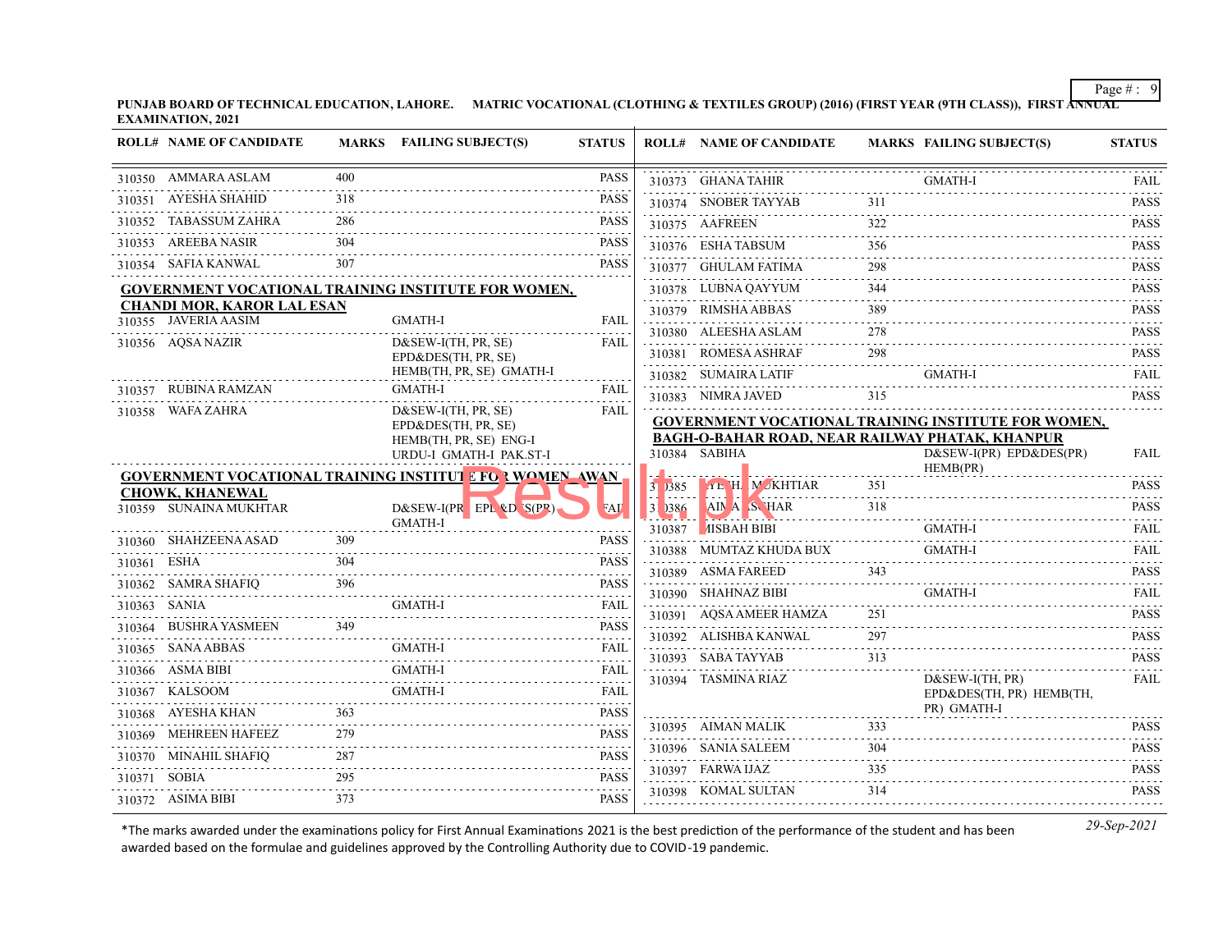**PUNJAB BOARD OF TECHNICAL EDUCATION, LAHORE. MATRIC VOCATIONAL (CLOTHING & TEXTILES GROUP) (2016) (FIRST YEAR (9TH CLASS)), FIRST ANNUAL EXAMINATION, 2021**

| ROLL# | NAME OF CANDIDATE | MARKS | FAILING SUBJECT(S) | STATUS |
|---|---|---|---|---|
| 310350 | AMMARA ASLAM | 400 | | PASS |
| 310351 | AYESHA SHAHID | 318 | | PASS |
| 310352 | TABASSUM ZAHRA | 286 | | PASS |
| 310353 | AREEBA NASIR | 304 | | PASS |
| 310354 | SAFIA KANWAL | 307 | | PASS |

**GOVERNMENT VOCATIONAL TRAINING INSTITUTE FOR WOMEN, CHANDI MOR, KAROR LAL ESAN**

| ROLL# | NAME OF CANDIDATE | MARKS | FAILING SUBJECT(S) | STATUS |
|---|---|---|---|---|
| 310355 | JAVERIA AASIM | | GMATH-I | FAIL |
| 310356 | AQSA NAZIR | | D&SEW-I(TH, PR, SE) EPD&DES(TH, PR, SE) HEMB(TH, PR, SE) GMATH-I | FAIL |
| 310357 | RUBINA RAMZAN | | GMATH-I | FAIL |
| 310358 | WAFA ZAHRA | | D&SEW-I(TH, PR, SE) EPD&DES(TH, PR, SE) HEMB(TH, PR, SE) ENG-I URDU-I GMATH-I PAK.ST-I | FAIL |

**GOVERNMENT VOCATIONAL TRAINING INSTITUTE FOR WOMEN AWAN CHOWK, KHANEWAL**

| ROLL# | NAME OF CANDIDATE | MARKS | FAILING SUBJECT(S) | STATUS |
|---|---|---|---|---|
| 310359 | SUNAINA MUKHTAR | | D&SEW-I(PR) EPD&DES(PR) GMATH-I | FAIL |
| 310360 | SHAHZEENA ASAD | 309 | | PASS |
| 310361 | ESHA | 304 | | PASS |
| 310362 | SAMRA SHAFIQ | 396 | | PASS |
| 310363 | SANIA | | GMATH-I | FAIL |
| 310364 | BUSHRA YASMEEN | 349 | | PASS |
| 310365 | SANA ABBAS | | GMATH-I | FAIL |
| 310366 | ASMA BIBI | | GMATH-I | FAIL |
| 310367 | KALSOOM | | GMATH-I | FAIL |
| 310368 | AYESHA KHAN | 363 | | PASS |
| 310369 | MEHREEN HAFEEZ | 279 | | PASS |
| 310370 | MINAHIL SHAFIQ | 287 | | PASS |
| 310371 | SOBIA | 295 | | PASS |
| 310372 | ASIMA BIBI | 373 | | PASS |
| 310373 | GHANA TAHIR | | GMATH-I | FAIL |
| 310374 | SNOBER TAYYAB | 311 | | PASS |
| 310375 | AAFREEN | 322 | | PASS |
| 310376 | ESHA TABSUM | 356 | | PASS |
| 310377 | GHULAM FATIMA | 298 | | PASS |
| 310378 | LUBNA QAYYUM | 344 | | PASS |
| 310379 | RIMSHA ABBAS | 389 | | PASS |
| 310380 | ALEESHA ASLAM | 278 | | PASS |
| 310381 | ROMESA ASHRAF | 298 | | PASS |
| 310382 | SUMAIRA LATIF | | GMATH-I | FAIL |
| 310383 | NIMRA JAVED | 315 | | PASS |

**GOVERNMENT VOCATIONAL TRAINING INSTITUTE FOR WOMEN, BAGH-O-BAHAR ROAD, NEAR RAILWAY PHATAK, KHANPUR**

| ROLL# | NAME OF CANDIDATE | MARKS | FAILING SUBJECT(S) | STATUS |
|---|---|---|---|---|
| 310384 | SABIHA | | D&SEW-I(PR) EPD&DES(PR) HEMB(PR) | FAIL |
| 310385 | ...L MUKHTIAR | 351 | | PASS |
| 310386 | AIMA ...SGHAR | 318 | | PASS |
| 310387 | MISBAH BIBI | | GMATH-I | FAIL |
| 310388 | MUMTAZ KHUDA BUX | | GMATH-I | FAIL |
| 310389 | ASMA FAREED | 343 | | PASS |
| 310390 | SHAHNAZ BIBI | | GMATH-I | FAIL |
| 310391 | AQSA AMEER HAMZA | 251 | | PASS |
| 310392 | ALISHBA KANWAL | 297 | | PASS |
| 310393 | SABA TAYYAB | 313 | | PASS |
| 310394 | TASMINA RIAZ | | D&SEW-I(TH, PR) EPD&DES(TH, PR) HEMB(TH, PR) GMATH-I | FAIL |
| 310395 | AIMAN MALIK | 333 | | PASS |
| 310396 | SANIA SALEEM | 304 | | PASS |
| 310397 | FARWA IJAZ | 335 | | PASS |
| 310398 | KOMAL SULTAN | 314 | | PASS |

*The marks awarded under the examinations policy for First Annual Examinations 2021 is the best prediction of the performance of the student and has been awarded based on the formulae and guidelines approved by the Controlling Authority due to COVID-19 pandemic.

*29-Sep-2021*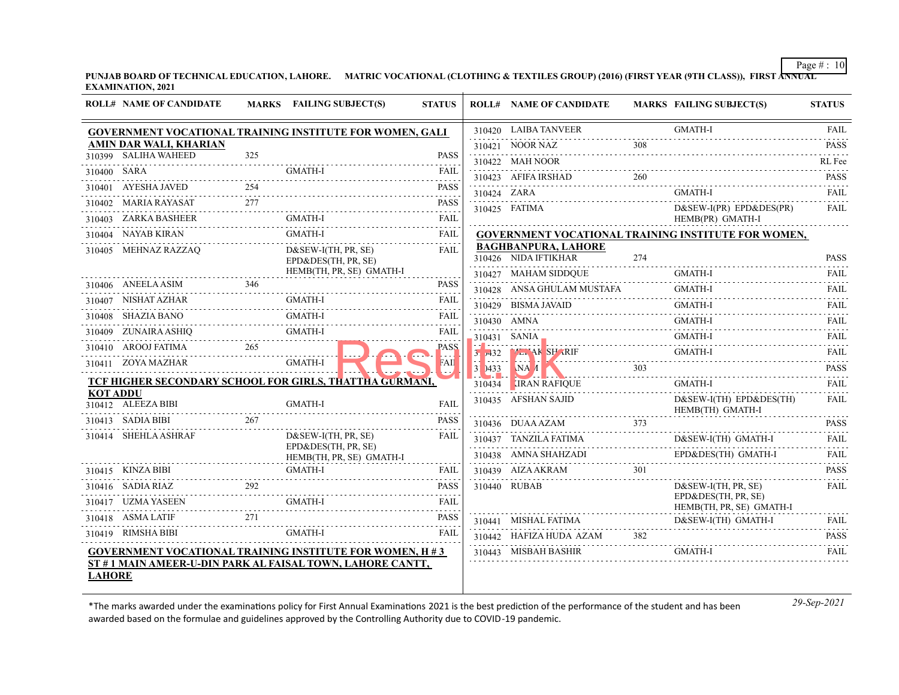**PUNJAB BOARD OF TECHNICAL EDUCATION, LAHORE. MATRIC VOCATIONAL (CLOTHING & TEXTILES GROUP) (2016) (FIRST YEAR (9TH CLASS)), FIRST ANNUAL EXAMINATION, 2021**

| ROLL# | NAME OF CANDIDATE | MARKS | FAILING SUBJECT(S) | STATUS |
|---|---|---|---|---|
| **GOVERNMENT VOCATIONAL TRAINING INSTITUTE FOR WOMEN, GALI AMIN DAR WALI, KHARIAN** | | | | |
| 310399 | SALIHA WAHEED | 325 | | PASS |
| 310400 | SARA | | GMATH-I | FAIL |
| 310401 | AYESHA JAVED | 254 | | PASS |
| 310402 | MARIA RAYASAT | 277 | | PASS |
| 310403 | ZARKA BASHEER | | GMATH-I | FAIL |
| 310404 | NAYAB KIRAN | | GMATH-I | FAIL |
| 310405 | MEHNAZ RAZZAQ | | D&SEW-I(TH, PR, SE) EPD&DES(TH, PR, SE) HEMB(TH, PR, SE) GMATH-I | FAIL |
| 310406 | ANEELA ASIM | 346 | | PASS |
| 310407 | NISHAT AZHAR | | GMATH-I | FAIL |
| 310408 | SHAZIA BANO | | GMATH-I | FAIL |
| 310409 | ZUNAIRA ASHIQ | | GMATH-I | FAIL |
| 310410 | AROOJ FATIMA | 265 | | PASS |
| 310411 | ZOYA MAZHAR | | GMATH-I | FAIL |
| **TCF HIGHER SECONDARY SCHOOL FOR GIRLS, THATTHA GURMANI, KOT ADDU** | | | | |
| 310412 | ALEEZA BIBI | | GMATH-I | FAIL |
| 310413 | SADIA BIBI | 267 | | PASS |
| 310414 | SHEHLA ASHRAF | | D&SEW-I(TH, PR, SE) EPD&DES(TH, PR, SE) HEMB(TH, PR, SE) GMATH-I | FAIL |
| 310415 | KINZA BIBI | | GMATH-I | FAIL |
| 310416 | SADIA RIAZ | 292 | | PASS |
| 310417 | UZMA YASEEN | | GMATH-I | FAIL |
| 310418 | ASMA LATIF | 271 | | PASS |
| 310419 | RIMSHA BIBI | | GMATH-I | FAIL |
| **GOVERNMENT VOCATIONAL TRAINING INSTITUTE FOR WOMEN, H # 3 ST # 1 MAIN AMEER-U-DIN PARK AL FAISAL TOWN, LAHORE CANTT, LAHORE** | | | | |
| 310420 | LAIBA TANVEER | | GMATH-I | FAIL |
| 310421 | NOOR NAZ | 308 | | PASS |
| 310422 | MAH NOOR | | | RL Fee |
| 310423 | AFIFA IRSHAD | 260 | | PASS |
| 310424 | ZARA | | GMATH-I | FAIL |
| 310425 | FATIMA | | D&SEW-I(PR) EPD&DES(PR) HEMB(PR) GMATH-I | FAIL |
| **GOVERNMENT VOCATIONAL TRAINING INSTITUTE FOR WOMEN, BAGHBANPURA, LAHORE** | | | | |
| 310426 | NIDA IFTIKHAR | 274 | | PASS |
| 310427 | MAHAM SIDDQUE | | GMATH-I | FAIL |
| 310428 | ANSA GHULAM MUSTAFA | | GMATH-I | FAIL |
| 310429 | BISMA JAVAID | | GMATH-I | FAIL |
| 310430 | AMNA | | GMATH-I | FAIL |
| 310431 | SANIA | | GMATH-I | FAIL |
| 310432 | ...AK SHARIF | | GMATH-I | FAIL |
| 310433 | ...NA... | 303 | | PASS |
| 310434 | KIRAN RAFIQUE | | GMATH-I | FAIL |
| 310435 | AFSHAN SAJID | | D&SEW-I(TH) EPD&DES(TH) HEMB(TH) GMATH-I | FAIL |
| 310436 | DUAA AZAM | 373 | | PASS |
| 310437 | TANZILA FATIMA | | D&SEW-I(TH) GMATH-I | FAIL |
| 310438 | AMNA SHAHZADI | | EPD&DES(TH) GMATH-I | FAIL |
| 310439 | AIZA AKRAM | 301 | | PASS |
| 310440 | RUBAB | | D&SEW-I(TH, PR, SE) EPD&DES(TH, PR, SE) HEMB(TH, PR, SE) GMATH-I | FAIL |
| 310441 | MISHAL FATIMA | | D&SEW-I(TH) GMATH-I | FAIL |
| 310442 | HAFIZA HUDA AZAM | 382 | | PASS |
| 310443 | MISBAH BASHIR | | GMATH-I | FAIL |

*The marks awarded under the examinations policy for First Annual Examinations 2021 is the best prediction of the performance of the student and has been awarded based on the formulae and guidelines approved by the Controlling Authority due to COVID-19 pandemic.

*29-Sep-2021*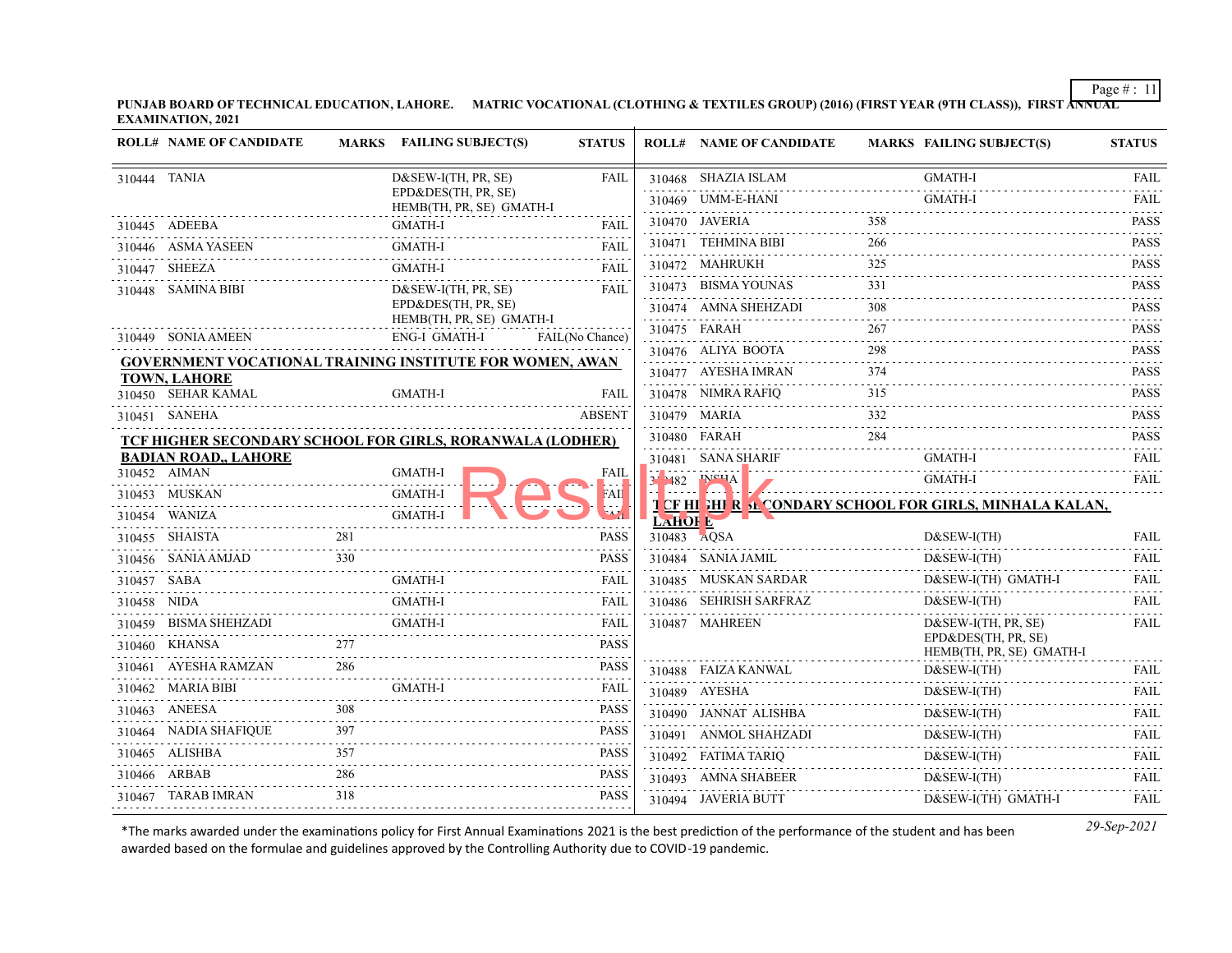**PUNJAB BOARD OF TECHNICAL EDUCATION, LAHORE. MATRIC VOCATIONAL (CLOTHING & TEXTILES GROUP) (2016) (FIRST YEAR (9TH CLASS)), FIRST ANNUAL EXAMINATION, 2021**

| ROLL# | NAME OF CANDIDATE | MARKS | FAILING SUBJECT(S) | STATUS |
|---|---|---|---|---|
| 310444 | TANIA | | D&SEW-I(TH, PR, SE) EPD&DES(TH, PR, SE) HEMB(TH, PR, SE) GMATH-I | FAIL |
| 310445 | ADEEBA | | GMATH-I | FAIL |
| 310446 | ASMA YASEEN | | GMATH-I | FAIL |
| 310447 | SHEEZA | | GMATH-I | FAIL |
| 310448 | SAMINA BIBI | | D&SEW-I(TH, PR, SE) EPD&DES(TH, PR, SE) HEMB(TH, PR, SE) GMATH-I | FAIL |
| 310449 | SONIA AMEEN | | ENG-I GMATH-I | FAIL(No Chance) |

**GOVERNMENT VOCATIONAL TRAINING INSTITUTE FOR WOMEN, AWAN TOWN, LAHORE**

| ROLL# | NAME OF CANDIDATE | MARKS | FAILING SUBJECT(S) | STATUS |
|---|---|---|---|---|
| 310450 | SEHAR KAMAL | | GMATH-I | FAIL |
| 310451 | SANEHA | | | ABSENT |

**TCF HIGHER SECONDARY SCHOOL FOR GIRLS, RORANWALA (LODHER) BADIAN ROAD,, LAHORE**

| ROLL# | NAME OF CANDIDATE | MARKS | FAILING SUBJECT(S) | STATUS |
|---|---|---|---|---|
| 310452 | AIMAN | | GMATH-I | FAIL |
| 310453 | MUSKAN | | GMATH-I | FAIL |
| 310454 | WANIZA | | GMATH-I | FAIL |
| 310455 | SHAISTA | 281 | | PASS |
| 310456 | SANIA AMJAD | 330 | | PASS |
| 310457 | SABA | | GMATH-I | FAIL |
| 310458 | NIDA | | GMATH-I | FAIL |
| 310459 | BISMA SHEHZADI | | GMATH-I | FAIL |
| 310460 | KHANSA | 277 | | PASS |
| 310461 | AYESHA RAMZAN | 286 | | PASS |
| 310462 | MARIA BIBI | | GMATH-I | FAIL |
| 310463 | ANEESA | 308 | | PASS |
| 310464 | NADIA SHAFIQUE | 397 | | PASS |
| 310465 | ALISHBA | 357 | | PASS |
| 310466 | ARBAB | 286 | | PASS |
| 310467 | TARAB IMRAN | 318 | | PASS |
| 310468 | SHAZIA ISLAM | | GMATH-I | FAIL |
| 310469 | UMM-E-HANI | | GMATH-I | FAIL |
| 310470 | JAVERIA | 358 | | PASS |
| 310471 | TEHMINA BIBI | 266 | | PASS |
| 310472 | MAHRUKH | 325 | | PASS |
| 310473 | BISMA YOUNAS | 331 | | PASS |
| 310474 | AMNA SHEHZADI | 308 | | PASS |
| 310475 | FARAH | 267 | | PASS |
| 310476 | ALIYA BOOTA | 298 | | PASS |
| 310477 | AYESHA IMRAN | 374 | | PASS |
| 310478 | NIMRA RAFIQ | 315 | | PASS |
| 310479 | MARIA | 332 | | PASS |
| 310480 | FARAH | 284 | | PASS |
| 310481 | SANA SHARIF | | GMATH-I | FAIL |
| 310482 | INSHA | | GMATH-I | FAIL |

**TCF HIGHER SECONDARY SCHOOL FOR GIRLS, MINHALA KALAN, LAHORE**

| ROLL# | NAME OF CANDIDATE | MARKS | FAILING SUBJECT(S) | STATUS |
|---|---|---|---|---|
| 310483 | AQSA | | D&SEW-I(TH) | FAIL |
| 310484 | SANIA JAMIL | | D&SEW-I(TH) | FAIL |
| 310485 | MUSKAN SARDAR | | D&SEW-I(TH) GMATH-I | FAIL |
| 310486 | SEHRISH SARFRAZ | | D&SEW-I(TH) | FAIL |
| 310487 | MAHREEN | | D&SEW-I(TH, PR, SE) EPD&DES(TH, PR, SE) HEMB(TH, PR, SE) GMATH-I | FAIL |
| 310488 | FAIZA KANWAL | | D&SEW-I(TH) | FAIL |
| 310489 | AYESHA | | D&SEW-I(TH) | FAIL |
| 310490 | JANNAT ALISHBA | | D&SEW-I(TH) | FAIL |
| 310491 | ANMOL SHAHZADI | | D&SEW-I(TH) | FAIL |
| 310492 | FATIMA TARIQ | | D&SEW-I(TH) | FAIL |
| 310493 | AMNA SHABEER | | D&SEW-I(TH) | FAIL |
| 310494 | JAVERIA BUTT | | D&SEW-I(TH) GMATH-I | FAIL |

*The marks awarded under the examinations policy for First Annual Examinations 2021 is the best prediction of the performance of the student and has been awarded based on the formulae and guidelines approved by the Controlling Authority due to COVID-19 pandemic.

*29-Sep-2021*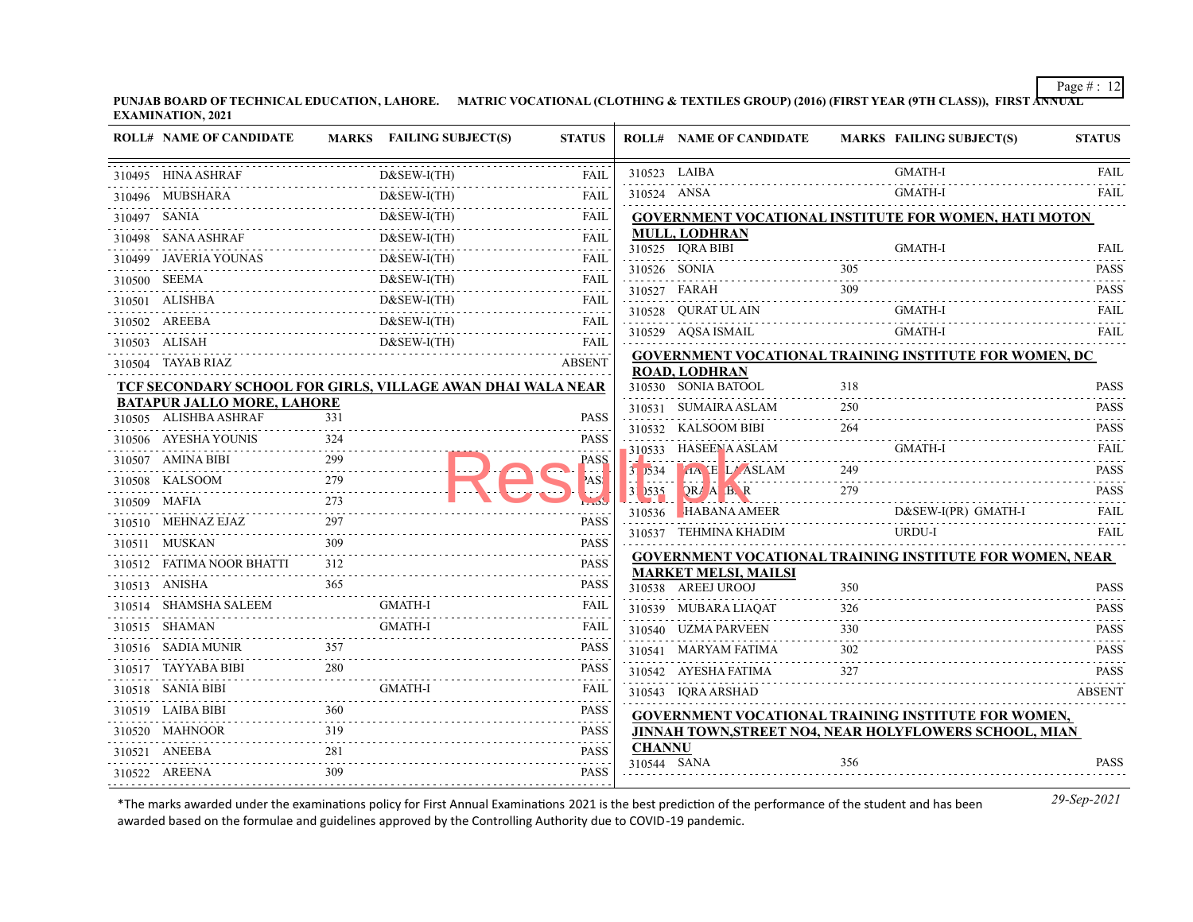**PUNJAB BOARD OF TECHNICAL EDUCATION, LAHORE. MATRIC VOCATIONAL (CLOTHING & TEXTILES GROUP) (2016) (FIRST YEAR (9TH CLASS)), FIRST ANNUAL EXAMINATION, 2021**

| ROLL# | NAME OF CANDIDATE | MARKS | FAILING SUBJECT(S) | STATUS |
|---|---|---|---|---|
| 310495 | HINA ASHRAF | | D&SEW-I(TH) | FAIL |
| 310496 | MUBSHARA | | D&SEW-I(TH) | FAIL |
| 310497 | SANIA | | D&SEW-I(TH) | FAIL |
| 310498 | SANA ASHRAF | | D&SEW-I(TH) | FAIL |
| 310499 | JAVERIA YOUNAS | | D&SEW-I(TH) | FAIL |
| 310500 | SEEMA | | D&SEW-I(TH) | FAIL |
| 310501 | ALISHBA | | D&SEW-I(TH) | FAIL |
| 310502 | AREEBA | | D&SEW-I(TH) | FAIL |
| 310503 | ALISAH | | D&SEW-I(TH) | FAIL |
| 310504 | TAYAB RIAZ | | | ABSENT |

**TCF SECONDARY SCHOOL FOR GIRLS, VILLAGE AWAN DHAI WALA NEAR BATAPUR JALLO MORE, LAHORE**

| ROLL# | NAME OF CANDIDATE | MARKS | FAILING SUBJECT(S) | STATUS |
|---|---|---|---|---|
| 310505 | ALISHBA ASHRAF | 331 | | PASS |
| 310506 | AYESHA YOUNIS | 324 | | PASS |
| 310507 | AMINA BIBI | 299 | | PASS |
| 310508 | KALSOOM | 279 | | PASS |
| 310509 | MAFIA | 273 | | PASS |
| 310510 | MEHNAZ EJAZ | 297 | | PASS |
| 310511 | MUSKAN | 309 | | PASS |
| 310512 | FATIMA NOOR BHATTI | 312 | | PASS |
| 310513 | ANISHA | 365 | | PASS |
| 310514 | SHAMSHA SALEEM | | GMATH-I | FAIL |
| 310515 | SHAMAN | | GMATH-I | FAIL |
| 310516 | SADIA MUNIR | 357 | | PASS |
| 310517 | TAYYABA BIBI | 280 | | PASS |
| 310518 | SANIA BIBI | | GMATH-I | FAIL |
| 310519 | LAIBA BIBI | 360 | | PASS |
| 310520 | MAHNOOR | 319 | | PASS |
| 310521 | ANEEBA | 281 | | PASS |
| 310522 | AREENA | 309 | | PASS |
| 310523 | LAIBA | | GMATH-I | FAIL |
| 310524 | ANSA | | GMATH-I | FAIL |

**GOVERNMENT VOCATIONAL INSTITUTE FOR WOMEN, HATI MOTON MULL, LODHRAN**

| ROLL# | NAME OF CANDIDATE | MARKS | FAILING SUBJECT(S) | STATUS |
|---|---|---|---|---|
| 310525 | IQRA BIBI | | GMATH-I | FAIL |
| 310526 | SONIA | 305 | | PASS |
| 310527 | FARAH | 309 | | PASS |
| 310528 | QURAT UL AIN | | GMATH-I | FAIL |
| 310529 | AQSA ISMAIL | | GMATH-I | FAIL |

**GOVERNMENT VOCATIONAL TRAINING INSTITUTE FOR WOMEN, DC ROAD, LODHRAN**

| ROLL# | NAME OF CANDIDATE | MARKS | FAILING SUBJECT(S) | STATUS |
|---|---|---|---|---|
| 310530 | SONIA BATOOL | 318 | | PASS |
| 310531 | SUMAIRA ASLAM | 250 | | PASS |
| 310532 | KALSOOM BIBI | 264 | | PASS |
| 310533 | HASEENA ASLAM | | GMATH-I | FAIL |
| 310534 | HAEEL ASLAM | 249 | | PASS |
| 310535 | IRAM BIBR | 279 | | PASS |
| 310536 | SHABANA AMEER | | D&SEW-I(PR) GMATH-I | FAIL |
| 310537 | TEHMINA KHADIM | | URDU-I | FAIL |

**GOVERNMENT VOCATIONAL TRAINING INSTITUTE FOR WOMEN, NEAR MARKET MELSI, MAILSI**

| ROLL# | NAME OF CANDIDATE | MARKS | FAILING SUBJECT(S) | STATUS |
|---|---|---|---|---|
| 310538 | AREEJ UROOJ | 350 | | PASS |
| 310539 | MUBARA LIAQAT | 326 | | PASS |
| 310540 | UZMA PARVEEN | 330 | | PASS |
| 310541 | MARYAM FATIMA | 302 | | PASS |
| 310542 | AYESHA FATIMA | 327 | | PASS |
| 310543 | IQRA ARSHAD | | | ABSENT |

**GOVERNMENT VOCATIONAL TRAINING INSTITUTE FOR WOMEN, JINNAH TOWN,STREET NO4, NEAR HOLYFLOWERS SCHOOL, MIAN CHANNU**

| ROLL# | NAME OF CANDIDATE | MARKS | FAILING SUBJECT(S) | STATUS |
|---|---|---|---|---|
| 310544 | SANA | 356 | | PASS |

*The marks awarded under the examinations policy for First Annual Examinations 2021 is the best prediction of the performance of the student and has been awarded based on the formulae and guidelines approved by the Controlling Authority due to COVID-19 pandemic.

*29-Sep-2021*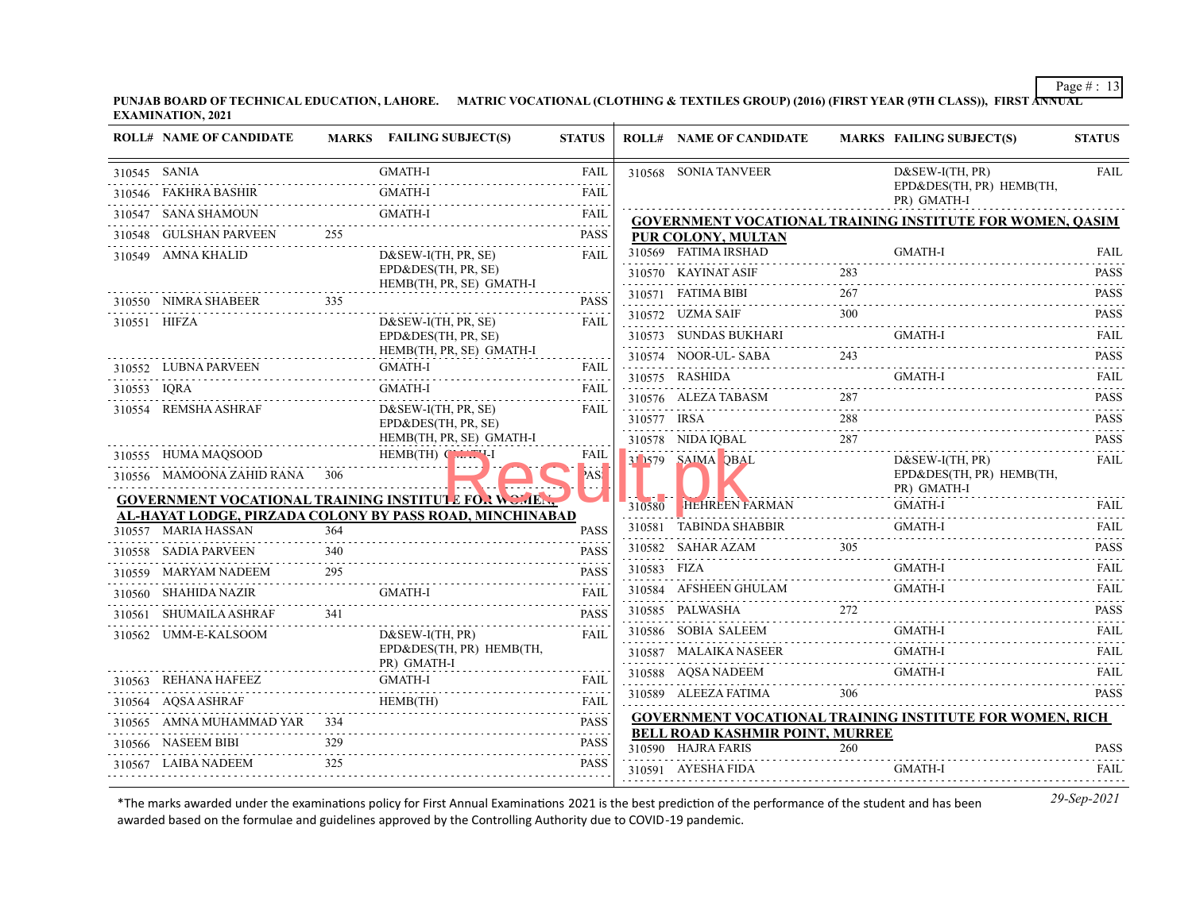PUNJAB BOARD OF TECHNICAL EDUCATION, LAHORE. MATRIC VOCATIONAL (CLOTHING & TEXTILES GROUP) (2016) (FIRST YEAR (9TH CLASS)), FIRST ANNUAL EXAMINATION, 2021

| ROLL# | NAME OF CANDIDATE | MARKS | FAILING SUBJECT(S) | STATUS |
|---|---|---|---|---|
| 310545 | SANIA | | GMATH-I | FAIL |
| 310546 | FAKHRA BASHIR | | GMATH-I | FAIL |
| 310547 | SANA SHAMOUN | | GMATH-I | FAIL |
| 310548 | GULSHAN PARVEEN | 255 | | PASS |
| 310549 | AMNA KHALID | | D&SEW-I(TH, PR, SE) EPD&DES(TH, PR, SE) HEMB(TH, PR, SE) GMATH-I | FAIL |
| 310550 | NIMRA SHABEER | 335 | | PASS |
| 310551 | HIFZA | | D&SEW-I(TH, PR, SE) EPD&DES(TH, PR, SE) HEMB(TH, PR, SE) GMATH-I | FAIL |
| 310552 | LUBNA PARVEEN | | GMATH-I | FAIL |
| 310553 | IQRA | | GMATH-I | FAIL |
| 310554 | REMSHA ASHRAF | | D&SEW-I(TH, PR, SE) EPD&DES(TH, PR, SE) HEMB(TH, PR, SE) GMATH-I | FAIL |
| 310555 | HUMA MAQSOOD | | HEMB(TH) GMATH-I | FAIL |
| 310556 | MAMOONA ZAHID RANA | 306 | | PASS |

**GOVERNMENT VOCATIONAL TRAINING INSTITUTE FOR WOMEN, AL-HAYAT LODGE, PIRZADA COLONY BY PASS ROAD, MINCHINABAD**

| ROLL# | NAME OF CANDIDATE | MARKS | FAILING SUBJECT(S) | STATUS |
|---|---|---|---|---|
| 310557 | MARIA HASSAN | 364 | | PASS |
| 310558 | SADIA PARVEEN | 340 | | PASS |
| 310559 | MARYAM NADEEM | 295 | | PASS |
| 310560 | SHAHIDA NAZIR | | GMATH-I | FAIL |
| 310561 | SHUMAILA ASHRAF | 341 | | PASS |
| 310562 | UMM-E-KALSOOM | | D&SEW-I(TH, PR) EPD&DES(TH, PR) HEMB(TH, PR) GMATH-I | FAIL |
| 310563 | REHANA HAFEEZ | | GMATH-I | FAIL |
| 310564 | AQSA ASHRAF | | HEMB(TH) | FAIL |
| 310565 | AMNA MUHAMMAD YAR | 334 | | PASS |
| 310566 | NASEEM BIBI | 329 | | PASS |
| 310567 | LAIBA NADEEM | 325 | | PASS |
| 310568 | SONIA TANVEER | | D&SEW-I(TH, PR) EPD&DES(TH, PR) HEMB(TH, PR) GMATH-I | FAIL |

**GOVERNMENT VOCATIONAL TRAINING INSTITUTE FOR WOMEN, QASIM PUR COLONY, MULTAN**

| ROLL# | NAME OF CANDIDATE | MARKS | FAILING SUBJECT(S) | STATUS |
|---|---|---|---|---|
| 310569 | FATIMA IRSHAD | | GMATH-I | FAIL |
| 310570 | KAYINAT ASIF | 283 | | PASS |
| 310571 | FATIMA BIBI | 267 | | PASS |
| 310572 | UZMA SAIF | 300 | | PASS |
| 310573 | SUNDAS BUKHARI | | GMATH-I | FAIL |
| 310574 | NOOR-UL- SABA | 243 | | PASS |
| 310575 | RASHIDA | | GMATH-I | FAIL |
| 310576 | ALEZA TABASM | 287 | | PASS |
| 310577 | IRSA | 288 | | PASS |
| 310578 | NIDA IQBAL | 287 | | PASS |
| 310579 | SAIMA IQBAL | | D&SEW-I(TH, PR) EPD&DES(TH, PR) HEMB(TH, PR) GMATH-I | FAIL |
| 310580 | SHEHREEN FARMAN | | GMATH-I | FAIL |
| 310581 | TABINDA SHABBIR | | GMATH-I | FAIL |
| 310582 | SAHAR AZAM | 305 | | PASS |
| 310583 | FIZA | | GMATH-I | FAIL |
| 310584 | AFSHEEN GHULAM | | GMATH-I | FAIL |
| 310585 | PALWASHA | 272 | | PASS |
| 310586 | SOBIA SALEEM | | GMATH-I | FAIL |
| 310587 | MALAIKA NASEER | | GMATH-I | FAIL |
| 310588 | AQSA NADEEM | | GMATH-I | FAIL |
| 310589 | ALEEZA FATIMA | 306 | | PASS |

**GOVERNMENT VOCATIONAL TRAINING INSTITUTE FOR WOMEN, RICH BELL ROAD KASHMIR POINT, MURREE**

| ROLL# | NAME OF CANDIDATE | MARKS | FAILING SUBJECT(S) | STATUS |
|---|---|---|---|---|
| 310590 | HAJRA FARIS | 260 | | PASS |
| 310591 | AYESHA FIDA | | GMATH-I | FAIL |

*The marks awarded under the examinations policy for First Annual Examinations 2021 is the best prediction of the performance of the student and has been awarded based on the formulae and guidelines approved by the Controlling Authority due to COVID-19 pandemic.

29-Sep-2021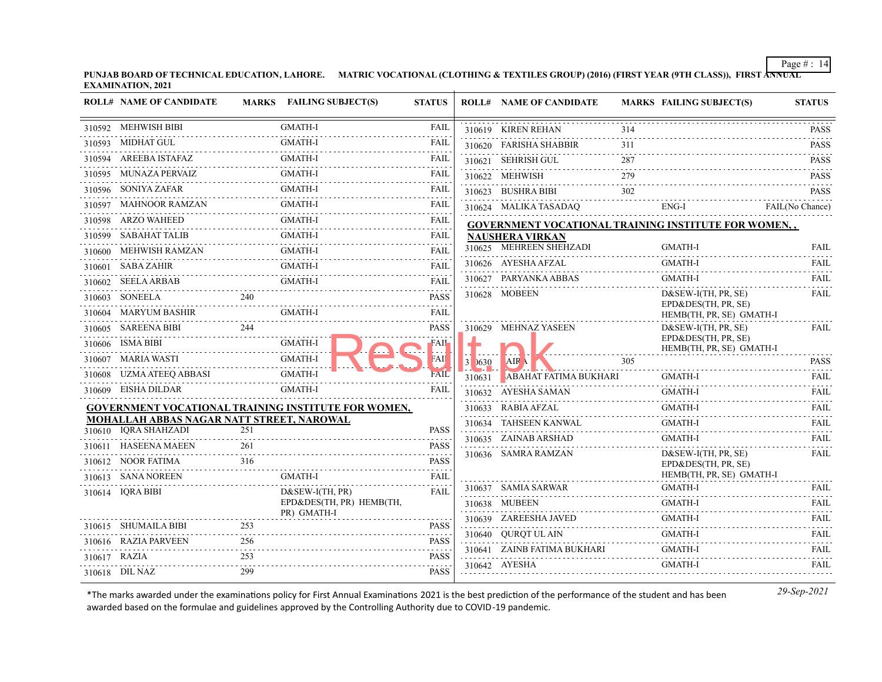**PUNJAB BOARD OF TECHNICAL EDUCATION, LAHORE. MATRIC VOCATIONAL (CLOTHING & TEXTILES GROUP) (2016) (FIRST YEAR (9TH CLASS)), FIRST ANNUAL EXAMINATION, 2021**

| ROLL# | NAME OF CANDIDATE | MARKS | FAILING SUBJECT(S) | STATUS |
|---|---|---|---|---|
| 310592 | MEHWISH BIBI | | GMATH-I | FAIL |
| 310593 | MIDHAT GUL | | GMATH-I | FAIL |
| 310594 | AREEBA ISTAFAZ | | GMATH-I | FAIL |
| 310595 | MUNAZA PERVAIZ | | GMATH-I | FAIL |
| 310596 | SONIYA ZAFAR | | GMATH-I | FAIL |
| 310597 | MAHNOOR RAMZAN | | GMATH-I | FAIL |
| 310598 | ARZO WAHEED | | GMATH-I | FAIL |
| 310599 | SABAHAT TALIB | | GMATH-I | FAIL |
| 310600 | MEHWISH RAMZAN | | GMATH-I | FAIL |
| 310601 | SABA ZAHIR | | GMATH-I | FAIL |
| 310602 | SEELA ARBAB | | GMATH-I | FAIL |
| 310603 | SONEELA | 240 | | PASS |
| 310604 | MARYUM BASHIR | | GMATH-I | FAIL |
| 310605 | SAREENA BIBI | 244 | | PASS |
| 310606 | ISMA BIBI | | GMATH-I | FAIL |
| 310607 | MARIA WASTI | | GMATH-I | FAIL |
| 310608 | UZMA ATEEQ ABBASI | | GMATH-I | FAIL |
| 310609 | EISHA DILDAR | | GMATH-I | FAIL |

**GOVERNMENT VOCATIONAL TRAINING INSTITUTE FOR WOMEN, MOHALLAH ABBAS NAGAR NATT STREET, NAROWAL**

| ROLL# | NAME OF CANDIDATE | MARKS | FAILING SUBJECT(S) | STATUS |
|---|---|---|---|---|
| 310610 | IQRA SHAHZADI | 251 | | PASS |
| 310611 | HASEENA MAEEN | 261 | | PASS |
| 310612 | NOOR FATIMA | 316 | | PASS |
| 310613 | SANA NOREEN | | GMATH-I | FAIL |
| 310614 | IQRA BIBI | | D&SEW-I(TH, PR) EPD&DES(TH, PR) HEMB(TH, PR) GMATH-I | FAIL |
| 310615 | SHUMAILA BIBI | 253 | | PASS |
| 310616 | RAZIA PARVEEN | 256 | | PASS |
| 310617 | RAZIA | 253 | | PASS |
| 310618 | DIL NAZ | 299 | | PASS |
| 310619 | KIREN REHAN | 314 | | PASS |
| 310620 | FARISHA SHABBIR | 311 | | PASS |
| 310621 | SEHRISH GUL | 287 | | PASS |
| 310622 | MEHWISH | 279 | | PASS |
| 310623 | BUSHRA BIBI | 302 | | PASS |
| 310624 | MALIKA TASADAQ | | ENG-I | FAIL(No Chance) |

**GOVERNMENT VOCATIONAL TRAINING INSTITUTE FOR WOMEN, , NAUSHERA VIRKAN**

| ROLL# | NAME OF CANDIDATE | MARKS | FAILING SUBJECT(S) | STATUS |
|---|---|---|---|---|
| 310625 | MEHREEN SHEHZADI | | GMATH-I | FAIL |
| 310626 | AYESHA AFZAL | | GMATH-I | FAIL |
| 310627 | PARYANKA ABBAS | | GMATH-I | FAIL |
| 310628 | MOBEEN | | D&SEW-I(TH, PR, SE) EPD&DES(TH, PR, SE) HEMB(TH, PR, SE) GMATH-I | FAIL |
| 310629 | MEHNAZ YASEEN | | D&SEW-I(TH, PR, SE) EPD&DES(TH, PR, SE) HEMB(TH, PR, SE) GMATH-I | FAIL |
| 310630 | AIRA | 305 | | PASS |
| 310631 | SABAHAT FATIMA BUKHARI | | GMATH-I | FAIL |
| 310632 | AYESHA SAMAN | | GMATH-I | FAIL |
| 310633 | RABIA AFZAL | | GMATH-I | FAIL |
| 310634 | TAHSEEN KANWAL | | GMATH-I | FAIL |
| 310635 | ZAINAB ARSHAD | | GMATH-I | FAIL |
| 310636 | SAMRA RAMZAN | | D&SEW-I(TH, PR, SE) EPD&DES(TH, PR, SE) HEMB(TH, PR, SE) GMATH-I | FAIL |
| 310637 | SAMIA SARWAR | | GMATH-I | FAIL |
| 310638 | MUBEEN | | GMATH-I | FAIL |
| 310639 | ZAREESHA JAVED | | GMATH-I | FAIL |
| 310640 | QURQT UL AIN | | GMATH-I | FAIL |
| 310641 | ZAINB FATIMA BUKHARI | | GMATH-I | FAIL |
| 310642 | AYESHA | | GMATH-I | FAIL |

*The marks awarded under the examinations policy for First Annual Examinations 2021 is the best prediction of the performance of the student and has been awarded based on the formulae and guidelines approved by the Controlling Authority due to COVID-19 pandemic.

*29-Sep-2021*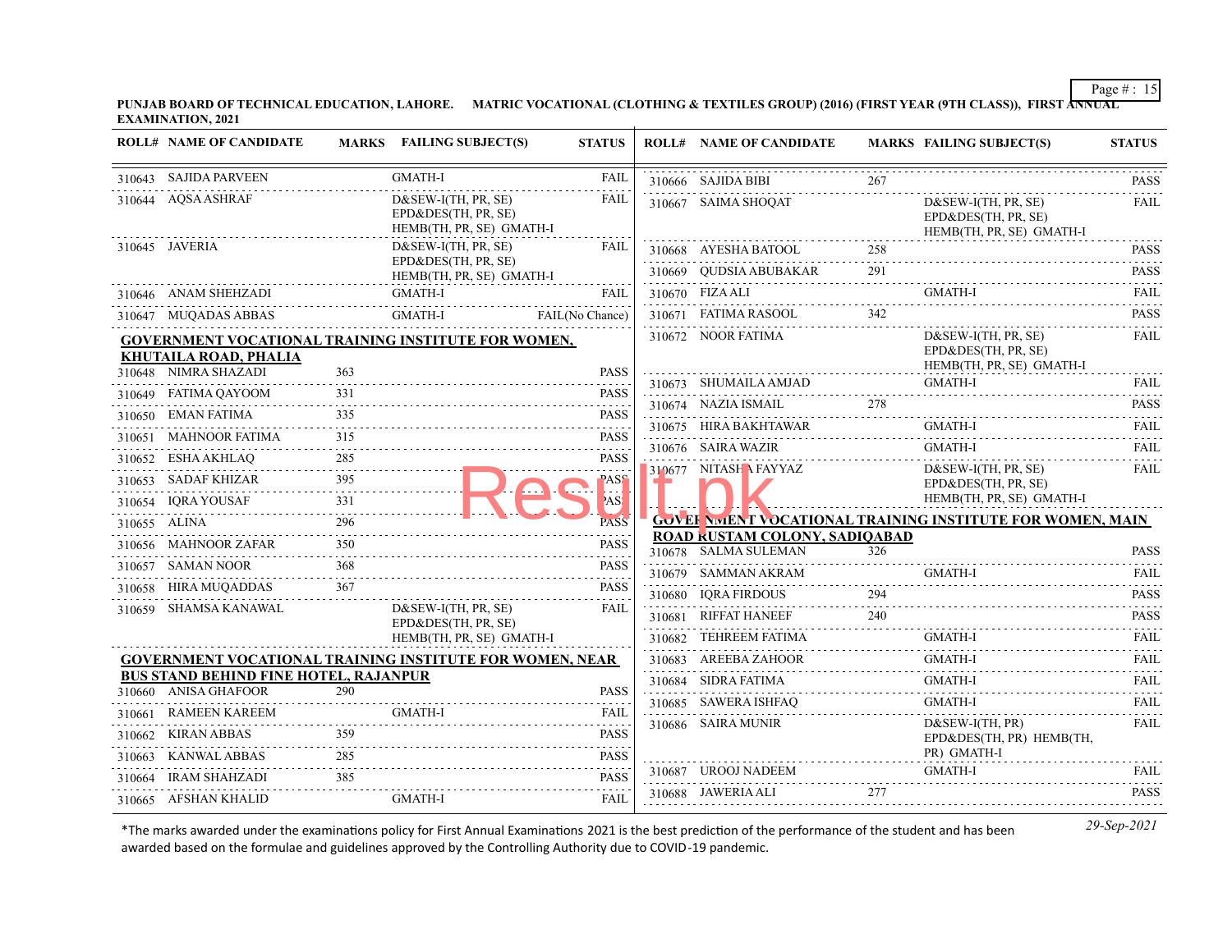**PUNJAB BOARD OF TECHNICAL EDUCATION, LAHORE. MATRIC VOCATIONAL (CLOTHING & TEXTILES GROUP) (2016) (FIRST YEAR (9TH CLASS)), FIRST ANNUAL EXAMINATION, 2021**

| ROLL# | NAME OF CANDIDATE | MARKS | FAILING SUBJECT(S) | STATUS |
|---|---|---|---|---|
| 310643 | SAJIDA PARVEEN | | GMATH-I | FAIL |
| 310644 | AQSA ASHRAF | | D&SEW-I(TH, PR, SE) EPD&DES(TH, PR, SE) HEMB(TH, PR, SE) GMATH-I | FAIL |
| 310645 | JAVERIA | | D&SEW-I(TH, PR, SE) EPD&DES(TH, PR, SE) HEMB(TH, PR, SE) GMATH-I | FAIL |
| 310646 | ANAM SHEHZADI | | GMATH-I | FAIL |
| 310647 | MUQADAS ABBAS | | GMATH-I | FAIL(No Chance) |

**GOVERNMENT VOCATIONAL TRAINING INSTITUTE FOR WOMEN, KHUTAILA ROAD, PHALIA**

| ROLL# | NAME OF CANDIDATE | MARKS | FAILING SUBJECT(S) | STATUS |
|---|---|---|---|---|
| 310648 | NIMRA SHAZADI | 363 | | PASS |
| 310649 | FATIMA QAYOOM | 331 | | PASS |
| 310650 | EMAN FATIMA | 335 | | PASS |
| 310651 | MAHNOOR FATIMA | 315 | | PASS |
| 310652 | ESHA AKHLAQ | 285 | | PASS |
| 310653 | SADAF KHIZAR | 395 | | PASS |
| 310654 | IQRA YOUSAF | 331 | | PASS |
| 310655 | ALINA | 296 | | PASS |
| 310656 | MAHNOOR ZAFAR | 350 | | PASS |
| 310657 | SAMAN NOOR | 368 | | PASS |
| 310658 | HIRA MUQADDAS | 367 | | PASS |
| 310659 | SHAMSA KANAWAL | | D&SEW-I(TH, PR, SE) EPD&DES(TH, PR, SE) HEMB(TH, PR, SE) GMATH-I | FAIL |

**GOVERNMENT VOCATIONAL TRAINING INSTITUTE FOR WOMEN, NEAR BUS STAND BEHIND FINE HOTEL, RAJANPUR**

| ROLL# | NAME OF CANDIDATE | MARKS | FAILING SUBJECT(S) | STATUS |
|---|---|---|---|---|
| 310660 | ANISA GHAFOOR | 290 | | PASS |
| 310661 | RAMEEN KAREEM | | GMATH-I | FAIL |
| 310662 | KIRAN ABBAS | 359 | | PASS |
| 310663 | KANWAL ABBAS | 285 | | PASS |
| 310664 | IRAM SHAHZADI | 385 | | PASS |
| 310665 | AFSHAN KHALID | | GMATH-I | FAIL |
| 310666 | SAJIDA BIBI | 267 | | PASS |
| 310667 | SAIMA SHOQAT | | D&SEW-I(TH, PR, SE) EPD&DES(TH, PR, SE) HEMB(TH, PR, SE) GMATH-I | FAIL |
| 310668 | AYESHA BATOOL | 258 | | PASS |
| 310669 | QUDSIA ABUBAKAR | 291 | | PASS |
| 310670 | FIZA ALI | | GMATH-I | FAIL |
| 310671 | FATIMA RASOOL | 342 | | PASS |
| 310672 | NOOR FATIMA | | D&SEW-I(TH, PR, SE) EPD&DES(TH, PR, SE) HEMB(TH, PR, SE) GMATH-I | FAIL |
| 310673 | SHUMAILA AMJAD | | GMATH-I | FAIL |
| 310674 | NAZIA ISMAIL | 278 | | PASS |
| 310675 | HIRA BAKHTAWAR | | GMATH-I | FAIL |
| 310676 | SAIRA WAZIR | | GMATH-I | FAIL |
| 310677 | NITASHA FAYYAZ | | D&SEW-I(TH, PR, SE) EPD&DES(TH, PR, SE) HEMB(TH, PR, SE) GMATH-I | FAIL |

**GOVERNMENT VOCATIONAL TRAINING INSTITUTE FOR WOMEN, MAIN ROAD RUSTAM COLONY, SADIQABAD**

| ROLL# | NAME OF CANDIDATE | MARKS | FAILING SUBJECT(S) | STATUS |
|---|---|---|---|---|
| 310678 | SALMA SULEMAN | 326 | | PASS |
| 310679 | SAMMAN AKRAM | | GMATH-I | FAIL |
| 310680 | IQRA FIRDOUS | 294 | | PASS |
| 310681 | RIFFAT HANEEF | 240 | | PASS |
| 310682 | TEHREEM FATIMA | | GMATH-I | FAIL |
| 310683 | AREEBA ZAHOOR | | GMATH-I | FAIL |
| 310684 | SIDRA FATIMA | | GMATH-I | FAIL |
| 310685 | SAWERA ISHFAQ | | GMATH-I | FAIL |
| 310686 | SAIRA MUNIR | | D&SEW-I(TH, PR) EPD&DES(TH, PR) HEMB(TH, PR) GMATH-I | FAIL |
| 310687 | UROOJ NADEEM | | GMATH-I | FAIL |
| 310688 | JAWERIA ALI | 277 | | PASS |

*The marks awarded under the examinations policy for First Annual Examinations 2021 is the best prediction of the performance of the student and has been awarded based on the formulae and guidelines approved by the Controlling Authority due to COVID-19 pandemic.

*29-Sep-2021*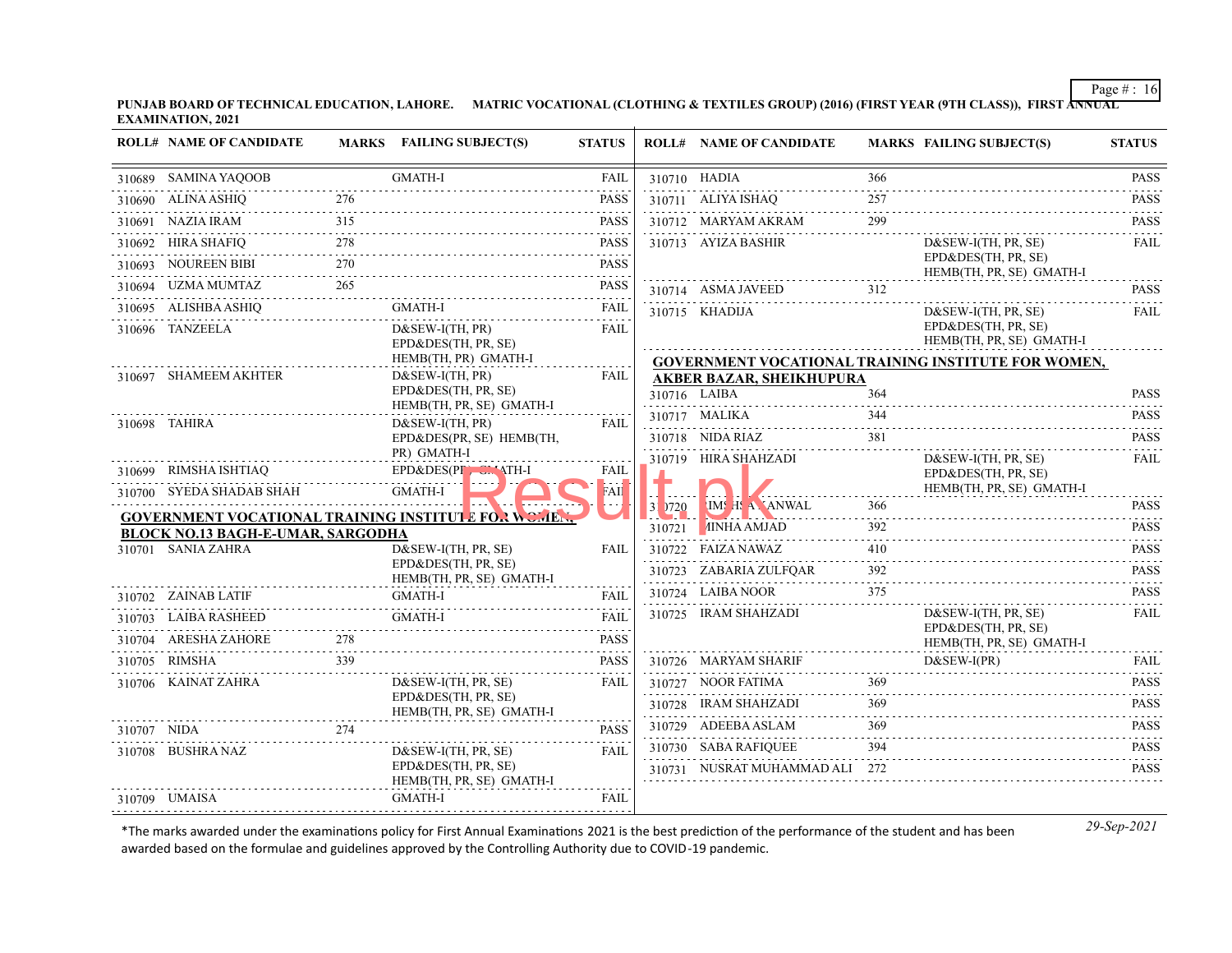**PUNJAB BOARD OF TECHNICAL EDUCATION, LAHORE. MATRIC VOCATIONAL (CLOTHING & TEXTILES GROUP) (2016) (FIRST YEAR (9TH CLASS)), FIRST ANNUAL EXAMINATION, 2021**

| ROLL# | NAME OF CANDIDATE | MARKS | FAILING SUBJECT(S) | STATUS |
|---|---|---|---|---|
| 310689 | SAMINA YAQOOB | | GMATH-I | FAIL |
| 310690 | ALINA ASHIQ | 276 | | PASS |
| 310691 | NAZIA IRAM | 315 | | PASS |
| 310692 | HIRA SHAFIQ | 278 | | PASS |
| 310693 | NOUREEN BIBI | 270 | | PASS |
| 310694 | UZMA MUMTAZ | 265 | | PASS |
| 310695 | ALISHBA ASHIQ | | GMATH-I | FAIL |
| 310696 | TANZEELA | | D&SEW-I(TH, PR) EPD&DES(TH, PR, SE) HEMB(TH, PR) GMATH-I | FAIL |
| 310697 | SHAMEEM AKHTER | | D&SEW-I(TH, PR) EPD&DES(TH, PR, SE) HEMB(TH, PR, SE) GMATH-I | FAIL |
| 310698 | TAHIRA | | D&SEW-I(TH, PR) EPD&DES(PR, SE) HEMB(TH, PR) GMATH-I | FAIL |
| 310699 | RIMSHA ISHTIAQ | | EPD&DES(PR) GMATH-I | FAIL |
| 310700 | SYEDA SHADAB SHAH | | GMATH-I | FAIL |

**GOVERNMENT VOCATIONAL TRAINING INSTITUTE FOR WOMEN, BLOCK NO.13 BAGH-E-UMAR, SARGODHA**

| ROLL# | NAME OF CANDIDATE | MARKS | FAILING SUBJECT(S) | STATUS |
|---|---|---|---|---|
| 310701 | SANIA ZAHRA | | D&SEW-I(TH, PR, SE) EPD&DES(TH, PR, SE) HEMB(TH, PR, SE) GMATH-I | FAIL |
| 310702 | ZAINAB LATIF | | GMATH-I | FAIL |
| 310703 | LAIBA RASHEED | | GMATH-I | FAIL |
| 310704 | ARESHA ZAHORE | 278 | | PASS |
| 310705 | RIMSHA | 339 | | PASS |
| 310706 | KAINAT ZAHRA | | D&SEW-I(TH, PR, SE) EPD&DES(TH, PR, SE) HEMB(TH, PR, SE) GMATH-I | FAIL |
| 310707 | NIDA | 274 | | PASS |
| 310708 | BUSHRA NAZ | | D&SEW-I(TH, PR, SE) EPD&DES(TH, PR, SE) HEMB(TH, PR, SE) GMATH-I | FAIL |
| 310709 | UMAISA | | GMATH-I | FAIL |
| 310710 | HADIA | 366 | | PASS |
| 310711 | ALIYA ISHAQ | 257 | | PASS |
| 310712 | MARYAM AKRAM | 299 | | PASS |
| 310713 | AYIZA BASHIR | | D&SEW-I(TH, PR, SE) EPD&DES(TH, PR, SE) HEMB(TH, PR, SE) GMATH-I | FAIL |
| 310714 | ASMA JAVEED | 312 | | PASS |
| 310715 | KHADIJA | | D&SEW-I(TH, PR, SE) EPD&DES(TH, PR, SE) HEMB(TH, PR, SE) GMATH-I | FAIL |

**GOVERNMENT VOCATIONAL TRAINING INSTITUTE FOR WOMEN, AKBER BAZAR, SHEIKHUPURA**

| ROLL# | NAME OF CANDIDATE | MARKS | FAILING SUBJECT(S) | STATUS |
|---|---|---|---|---|
| 310716 | LAIBA | 364 | | PASS |
| 310717 | MALIKA | 344 | | PASS |
| 310718 | NIDA RIAZ | 381 | | PASS |
| 310719 | HIRA SHAHZADI | | D&SEW-I(TH, PR, SE) EPD&DES(TH, PR, SE) HEMB(TH, PR, SE) GMATH-I | FAIL |
| 310720 | RIMSHA KANWAL | 366 | | PASS |
| 310721 | MINHA AMJAD | 392 | | PASS |
| 310722 | FAIZA NAWAZ | 410 | | PASS |
| 310723 | ZABARIA ZULFQAR | 392 | | PASS |
| 310724 | LAIBA NOOR | 375 | | PASS |
| 310725 | IRAM SHAHZADI | | D&SEW-I(TH, PR, SE) EPD&DES(TH, PR, SE) HEMB(TH, PR, SE) GMATH-I | FAIL |
| 310726 | MARYAM SHARIF | | D&SEW-I(PR) | FAIL |
| 310727 | NOOR FATIMA | 369 | | PASS |
| 310728 | IRAM SHAHZADI | 369 | | PASS |
| 310729 | ADEEBA ASLAM | 369 | | PASS |
| 310730 | SABA RAFIQUEE | 394 | | PASS |
| 310731 | NUSRAT MUHAMMAD ALI | 272 | | PASS |

*The marks awarded under the examinations policy for First Annual Examinations 2021 is the best prediction of the performance of the student and has been awarded based on the formulae and guidelines approved by the Controlling Authority due to COVID-19 pandemic.

29-Sep-2021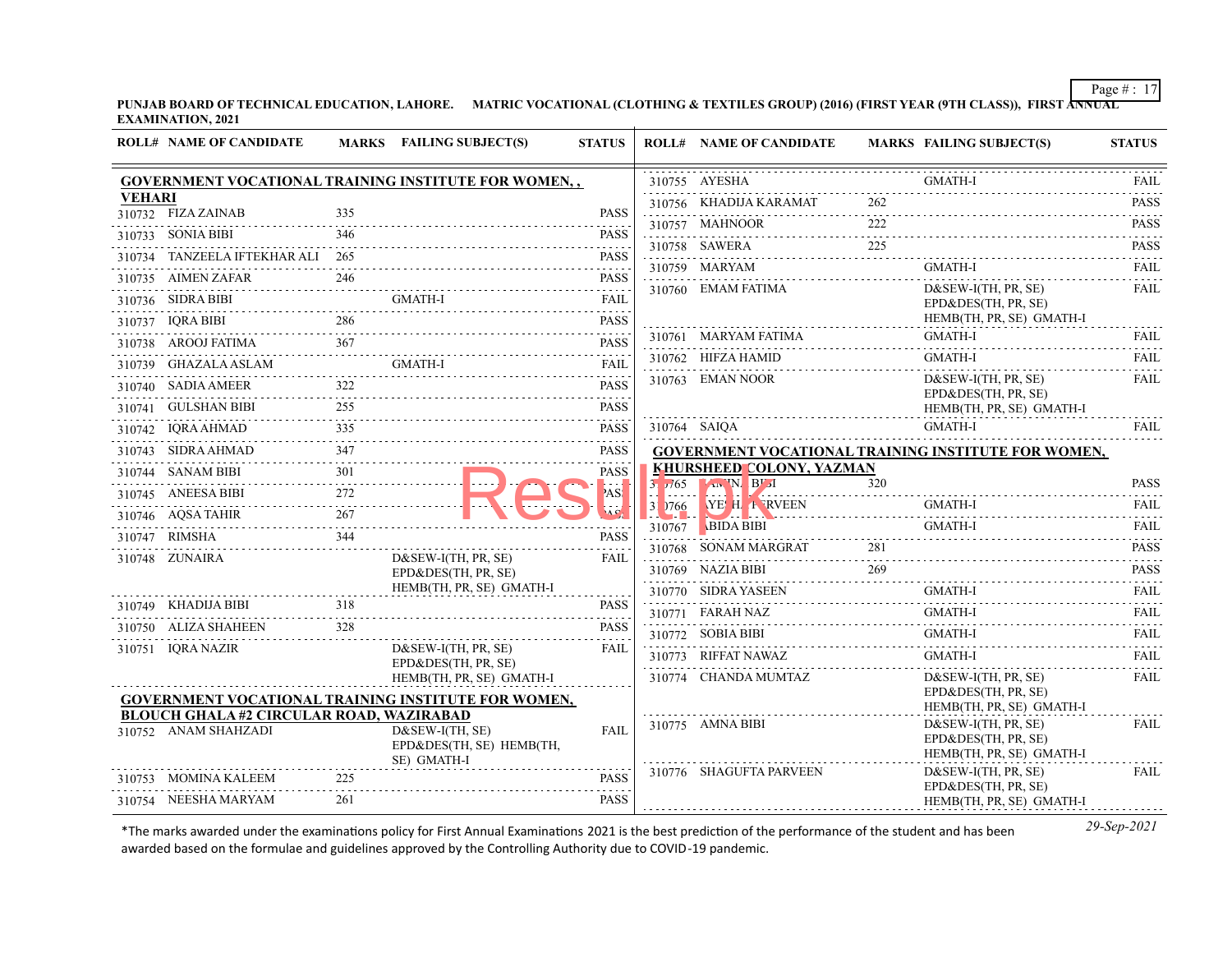PUNJAB BOARD OF TECHNICAL EDUCATION, LAHORE. MATRIC VOCATIONAL (CLOTHING & TEXTILES GROUP) (2016) (FIRST YEAR (9TH CLASS)), FIRST ANNUAL EXAMINATION, 2021

| ROLL# | NAME OF CANDIDATE | MARKS | FAILING SUBJECT(S) | STATUS |
|---|---|---|---|---|
| **GOVERNMENT VOCATIONAL TRAINING INSTITUTE FOR WOMEN, , VEHARI** | | | | |
| 310732 | FIZA ZAINAB | 335 | | PASS |
| 310733 | SONIA BIBI | 346 | | PASS |
| 310734 | TANZEELA IFTEKHAR ALI | 265 | | PASS |
| 310735 | AIMEN ZAFAR | 246 | | PASS |
| 310736 | SIDRA BIBI | | GMATH-I | FAIL |
| 310737 | IQRA BIBI | 286 | | PASS |
| 310738 | AROOJ FATIMA | 367 | | PASS |
| 310739 | GHAZALA ASLAM | | GMATH-I | FAIL |
| 310740 | SADIA AMEER | 322 | | PASS |
| 310741 | GULSHAN BIBI | 255 | | PASS |
| 310742 | IQRA AHMAD | 335 | | PASS |
| 310743 | SIDRA AHMAD | 347 | | PASS |
| 310744 | SANAM BIBI | 301 | | PASS |
| 310745 | ANEESA BIBI | 272 | | PASS |
| 310746 | AQSA TAHIR | 267 | | PASS |
| 310747 | RIMSHA | 344 | | PASS |
| 310748 | ZUNAIRA | | D&SEW-I(TH, PR, SE) EPD&DES(TH, PR, SE) HEMB(TH, PR, SE) GMATH-I | FAIL |
| 310749 | KHADIJA BIBI | 318 | | PASS |
| 310750 | ALIZA SHAHEEN | 328 | | PASS |
| 310751 | IQRA NAZIR | | D&SEW-I(TH, PR, SE) EPD&DES(TH, PR, SE) HEMB(TH, PR, SE) GMATH-I | FAIL |
| **GOVERNMENT VOCATIONAL TRAINING INSTITUTE FOR WOMEN, BLOUCH GHALA #2 CIRCULAR ROAD, WAZIRABAD** | | | | |
| 310752 | ANAM SHAHZADI | | D&SEW-I(TH, SE) EPD&DES(TH, SE) HEMB(TH, SE) GMATH-I | FAIL |
| 310753 | MOMINA KALEEM | 225 | | PASS |
| 310754 | NEESHA MARYAM | 261 | | PASS |
| 310755 | AYESHA | | GMATH-I | FAIL |
| 310756 | KHADIJA KARAMAT | 262 | | PASS |
| 310757 | MAHNOOR | 222 | | PASS |
| 310758 | SAWERA | 225 | | PASS |
| 310759 | MARYAM | | GMATH-I | FAIL |
| 310760 | EMAM FATIMA | | D&SEW-I(TH, PR, SE) EPD&DES(TH, PR, SE) HEMB(TH, PR, SE) GMATH-I | FAIL |
| 310761 | MARYAM FATIMA | | GMATH-I | FAIL |
| 310762 | HIFZA HAMID | | GMATH-I | FAIL |
| 310763 | EMAN NOOR | | D&SEW-I(TH, PR, SE) EPD&DES(TH, PR, SE) HEMB(TH, PR, SE) GMATH-I | FAIL |
| 310764 | SAIQA | | GMATH-I | FAIL |
| **GOVERNMENT VOCATIONAL TRAINING INSTITUTE FOR WOMEN, KHURSHEED COLONY, YAZMAN** | | | | |
| 310765 | AMINA BIBI | 320 | | PASS |
| 310766 | AYESHA PARVEEN | | GMATH-I | FAIL |
| 310767 | ABIDA BIBI | | GMATH-I | FAIL |
| 310768 | SONAM MARGRAT | 281 | | PASS |
| 310769 | NAZIA BIBI | 269 | | PASS |
| 310770 | SIDRA YASEEN | | GMATH-I | FAIL |
| 310771 | FARAH NAZ | | GMATH-I | FAIL |
| 310772 | SOBIA BIBI | | GMATH-I | FAIL |
| 310773 | RIFFAT NAWAZ | | GMATH-I | FAIL |
| 310774 | CHANDA MUMTAZ | | D&SEW-I(TH, PR, SE) EPD&DES(TH, PR, SE) HEMB(TH, PR, SE) GMATH-I | FAIL |
| 310775 | AMNA BIBI | | D&SEW-I(TH, PR, SE) EPD&DES(TH, PR, SE) HEMB(TH, PR, SE) GMATH-I | FAIL |
| 310776 | SHAGUFTA PARVEEN | | D&SEW-I(TH, PR, SE) EPD&DES(TH, PR, SE) HEMB(TH, PR, SE) GMATH-I | FAIL |

*The marks awarded under the examinations policy for First Annual Examinations 2021 is the best prediction of the performance of the student and has been awarded based on the formulae and guidelines approved by the Controlling Authority due to COVID-19 pandemic.

*29-Sep-2021*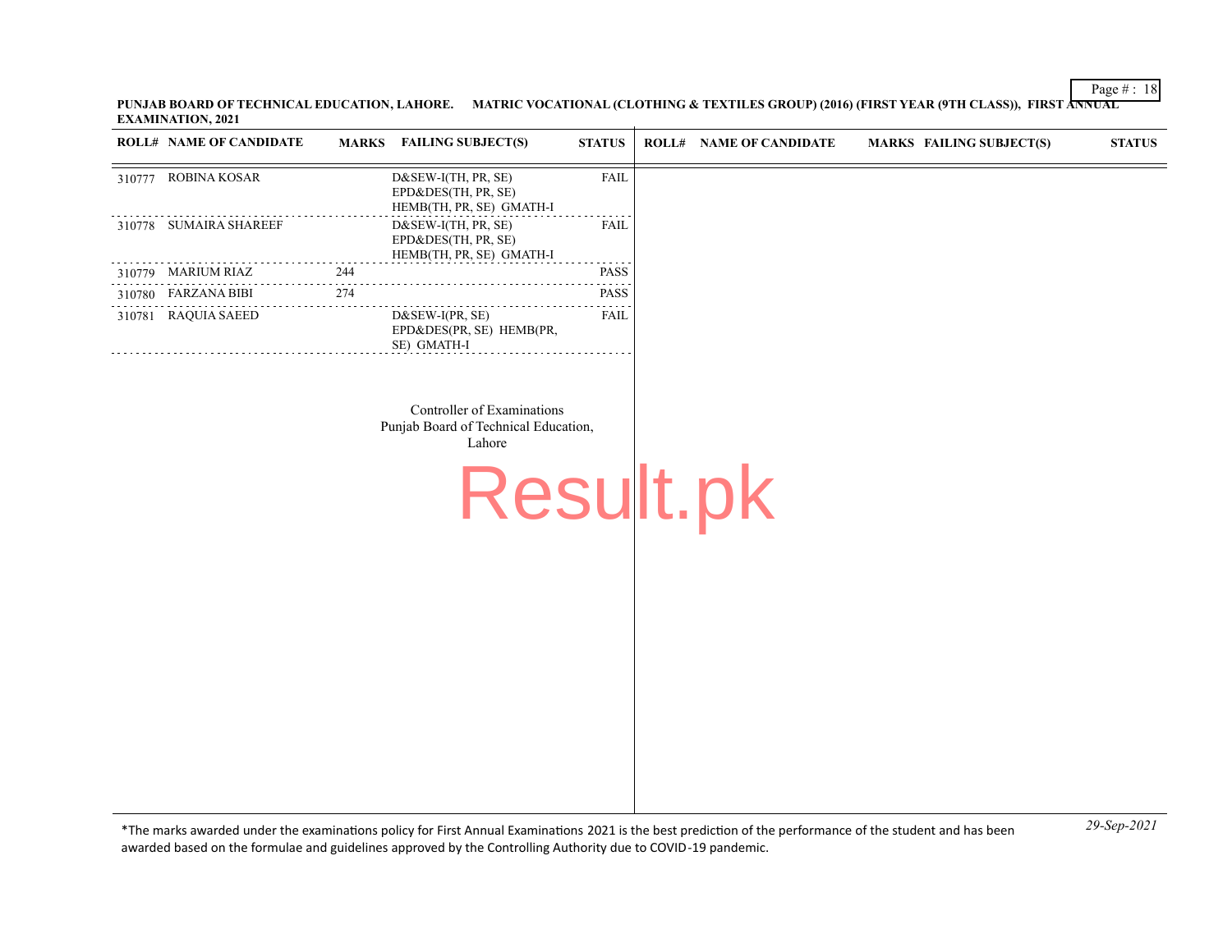**PUNJAB BOARD OF TECHNICAL EDUCATION, LAHORE. MATRIC VOCATIONAL (CLOTHING & TEXTILES GROUP) (2016) (FIRST YEAR (9TH CLASS)), FIRST ANNUAL EXAMINATION, 2021**

| ROLL# | NAME OF CANDIDATE | MARKS | FAILING SUBJECT(S) | STATUS |
|---|---|---|---|---|
| 310777 | ROBINA KOSAR | | D&SEW-I(TH, PR, SE) EPD&DES(TH, PR, SE) HEMB(TH, PR, SE) GMATH-I | FAIL |
| 310778 | SUMAIRA SHAREEF | | D&SEW-I(TH, PR, SE) EPD&DES(TH, PR, SE) HEMB(TH, PR, SE) GMATH-I | FAIL |
| 310779 | MARIUM RIAZ | 244 | | PASS |
| 310780 | FARZANA BIBI | 274 | | PASS |
| 310781 | RAQUIA SAEED | | D&SEW-I(PR, SE) EPD&DES(PR, SE) HEMB(PR, SE) GMATH-I | FAIL |

Controller of Examinations
Punjab Board of Technical Education,
Lahore

Result.pk

*The marks awarded under the examinations policy for First Annual Examinations 2021 is the best prediction of the performance of the student and has been awarded based on the formulae and guidelines approved by the Controlling Authority due to COVID-19 pandemic.

*29-Sep-2021*